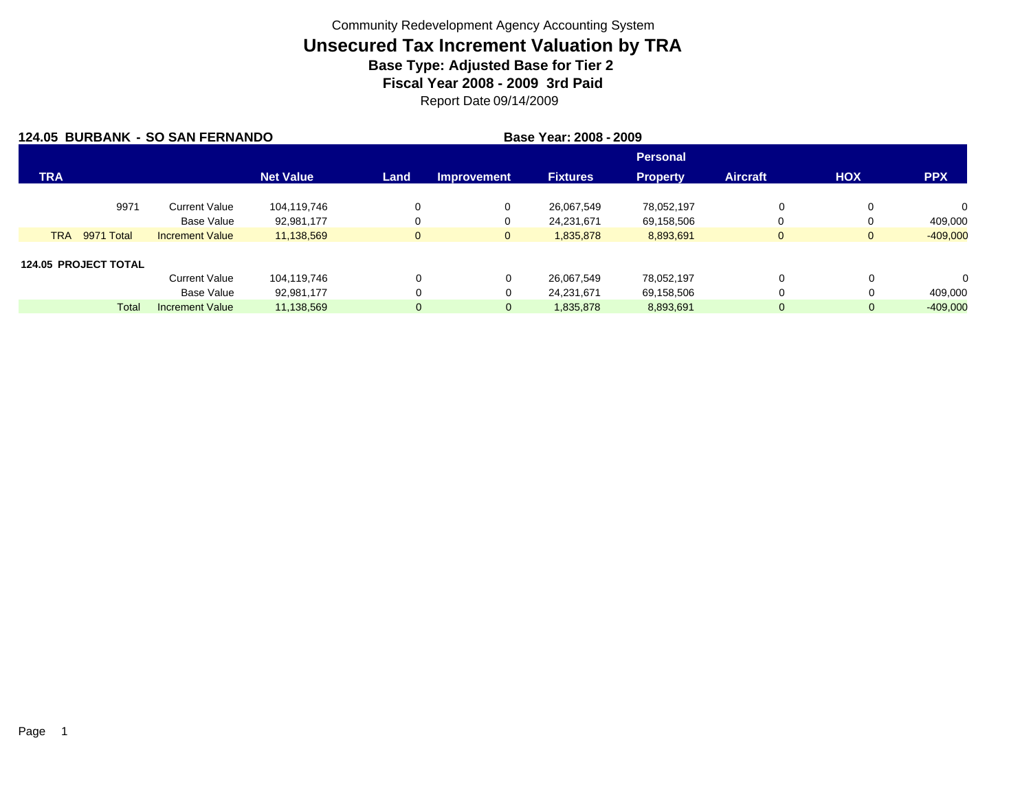Community Redevelopment Agency Accounting System

# Unsecured Tax Increment Valuation by TRA

**Base Type: Adjusted Base for Tier 2**

**Fiscal Year 2008 - 2009 3rd Paid**

Report Date 09/14/2009

**124.05 BURBANK - SO SAN FERNANDO** **Base Year: 2008 - 2009**

| TRA | | Net Value | Land | Improvement | Fixtures | Personal Property | Aircraft | HOX | PPX |
|---|---|---|---|---|---|---|---|---|---|
| 9971 | Current Value | 104,119,746 | 0 | 0 | 26,067,549 | 78,052,197 | 0 | 0 | 0 |
| | Base Value | 92,981,177 | 0 | 0 | 24,231,671 | 69,158,506 | 0 | 0 | 409,000 |
| TRA 9971 Total | Increment Value | 11,138,569 | 0 | 0 | 1,835,878 | 8,893,691 | 0 | 0 | -409,000 |
| **124.05 PROJECT TOTAL** | | | | | | | | | |
| | Current Value | 104,119,746 | 0 | 0 | 26,067,549 | 78,052,197 | 0 | 0 | 0 |
| | Base Value | 92,981,177 | 0 | 0 | 24,231,671 | 69,158,506 | 0 | 0 | 409,000 |
| Total | Increment Value | 11,138,569 | 0 | 0 | 1,835,878 | 8,893,691 | 0 | 0 | -409,000 |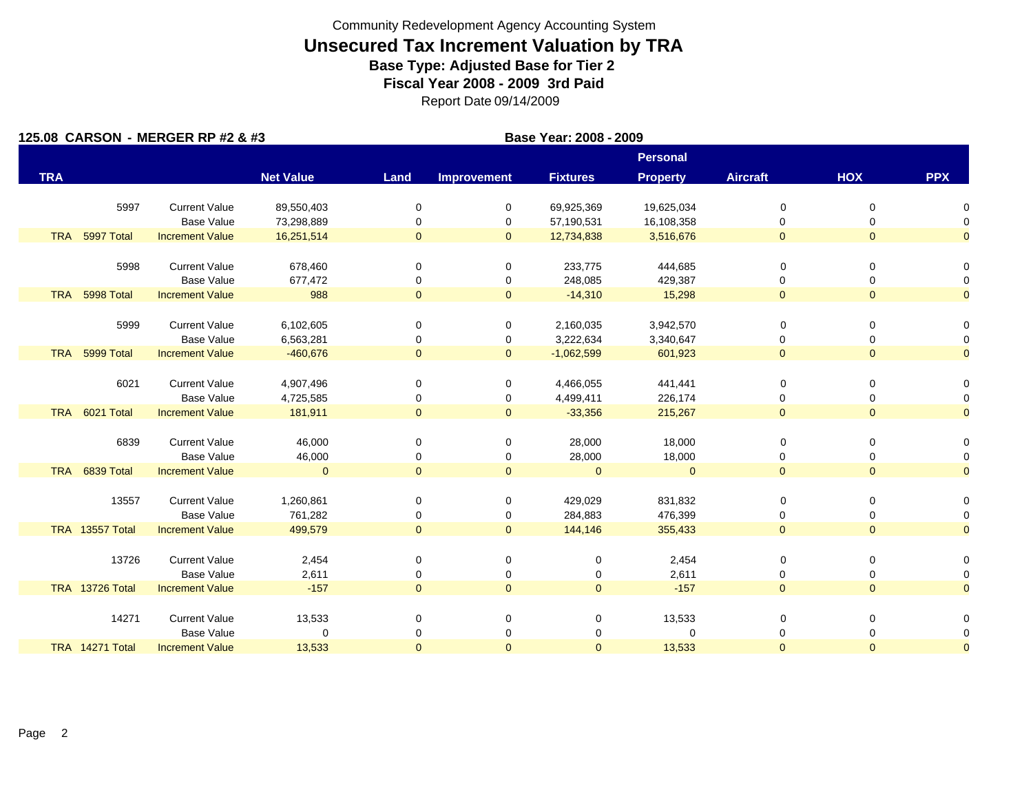Community Redevelopment Agency Accounting System

# Unsecured Tax Increment Valuation by TRA

**Base Type: Adjusted Base for Tier 2**

**Fiscal Year 2008 - 2009 3rd Paid**

Report Date 09/14/2009

**125.08 CARSON - MERGER RP #2 & #3** **Base Year: 2008 - 2009**

| TRA | | Net Value | Land | Improvement | Fixtures | Personal Property | Aircraft | HOX | PPX |
|---|---|---|---|---|---|---|---|---|---|
| 5997 | Current Value | 89,550,403 | 0 | 0 | 69,925,369 | 19,625,034 | 0 | 0 | 0 |
| | Base Value | 73,298,889 | 0 | 0 | 57,190,531 | 16,108,358 | 0 | 0 | 0 |
| TRA 5997 Total | Increment Value | 16,251,514 | 0 | 0 | 12,734,838 | 3,516,676 | 0 | 0 | 0 |
| 5998 | Current Value | 678,460 | 0 | 0 | 233,775 | 444,685 | 0 | 0 | 0 |
| | Base Value | 677,472 | 0 | 0 | 248,085 | 429,387 | 0 | 0 | 0 |
| TRA 5998 Total | Increment Value | 988 | 0 | 0 | -14,310 | 15,298 | 0 | 0 | 0 |
| 5999 | Current Value | 6,102,605 | 0 | 0 | 2,160,035 | 3,942,570 | 0 | 0 | 0 |
| | Base Value | 6,563,281 | 0 | 0 | 3,222,634 | 3,340,647 | 0 | 0 | 0 |
| TRA 5999 Total | Increment Value | -460,676 | 0 | 0 | -1,062,599 | 601,923 | 0 | 0 | 0 |
| 6021 | Current Value | 4,907,496 | 0 | 0 | 4,466,055 | 441,441 | 0 | 0 | 0 |
| | Base Value | 4,725,585 | 0 | 0 | 4,499,411 | 226,174 | 0 | 0 | 0 |
| TRA 6021 Total | Increment Value | 181,911 | 0 | 0 | -33,356 | 215,267 | 0 | 0 | 0 |
| 6839 | Current Value | 46,000 | 0 | 0 | 28,000 | 18,000 | 0 | 0 | 0 |
| | Base Value | 46,000 | 0 | 0 | 28,000 | 18,000 | 0 | 0 | 0 |
| TRA 6839 Total | Increment Value | 0 | 0 | 0 | 0 | 0 | 0 | 0 | 0 |
| 13557 | Current Value | 1,260,861 | 0 | 0 | 429,029 | 831,832 | 0 | 0 | 0 |
| | Base Value | 761,282 | 0 | 0 | 284,883 | 476,399 | 0 | 0 | 0 |
| TRA 13557 Total | Increment Value | 499,579 | 0 | 0 | 144,146 | 355,433 | 0 | 0 | 0 |
| 13726 | Current Value | 2,454 | 0 | 0 | 0 | 2,454 | 0 | 0 | 0 |
| | Base Value | 2,611 | 0 | 0 | 0 | 2,611 | 0 | 0 | 0 |
| TRA 13726 Total | Increment Value | -157 | 0 | 0 | 0 | -157 | 0 | 0 | 0 |
| 14271 | Current Value | 13,533 | 0 | 0 | 0 | 13,533 | 0 | 0 | 0 |
| | Base Value | 0 | 0 | 0 | 0 | 0 | 0 | 0 | 0 |
| TRA 14271 Total | Increment Value | 13,533 | 0 | 0 | 0 | 13,533 | 0 | 0 | 0 |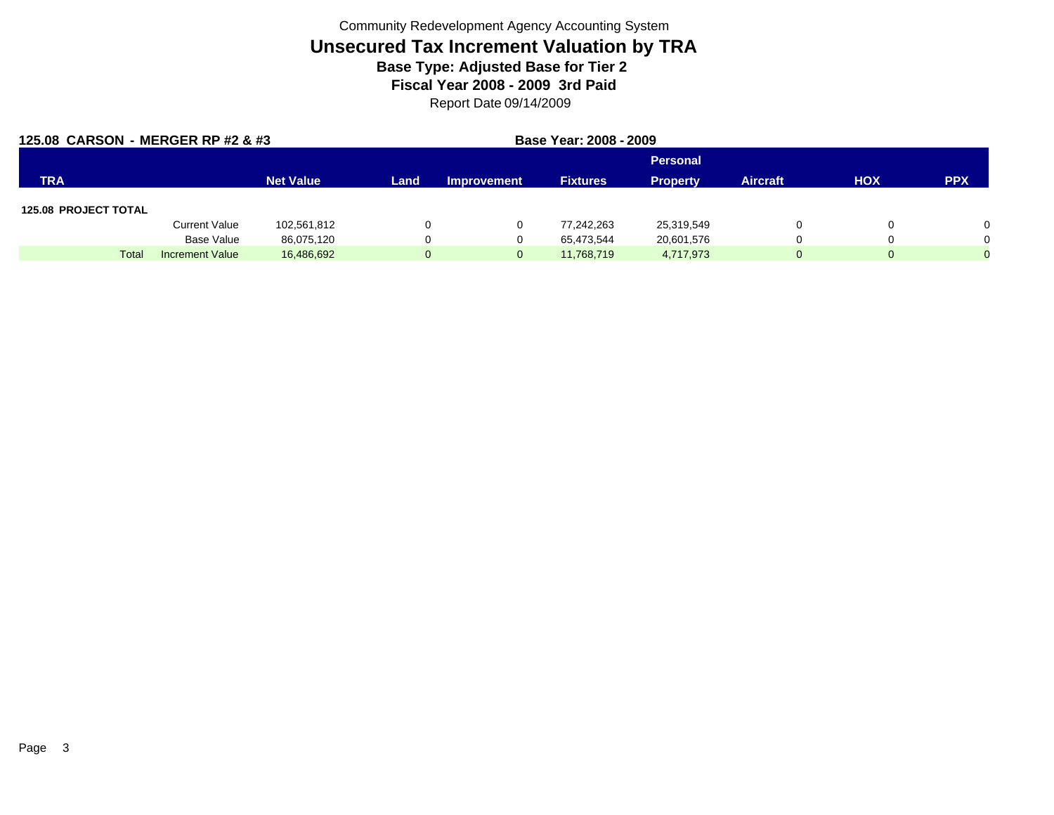Community Redevelopment Agency Accounting System

# Unsecured Tax Increment Valuation by TRA

### Base Type: Adjusted Base for Tier 2

### Fiscal Year 2008 - 2009 3rd Paid

Report Date 09/14/2009

**125.08 CARSON - MERGER RP #2 & #3** **Base Year: 2008 - 2009**

| TRA | | Net Value | Land | Improvement | Fixtures | Personal Property | Aircraft | HOX | PPX |
|---|---|---|---|---|---|---|---|---|---|
| **125.08 PROJECT TOTAL** | | | | | | | | | |
| | Current Value | 102,561,812 | 0 | 0 | 77,242,263 | 25,319,549 | 0 | 0 | 0 |
| | Base Value | 86,075,120 | 0 | 0 | 65,473,544 | 20,601,576 | 0 | 0 | 0 |
| Total | Increment Value | 16,486,692 | 0 | 0 | 11,768,719 | 4,717,973 | 0 | 0 | 0 |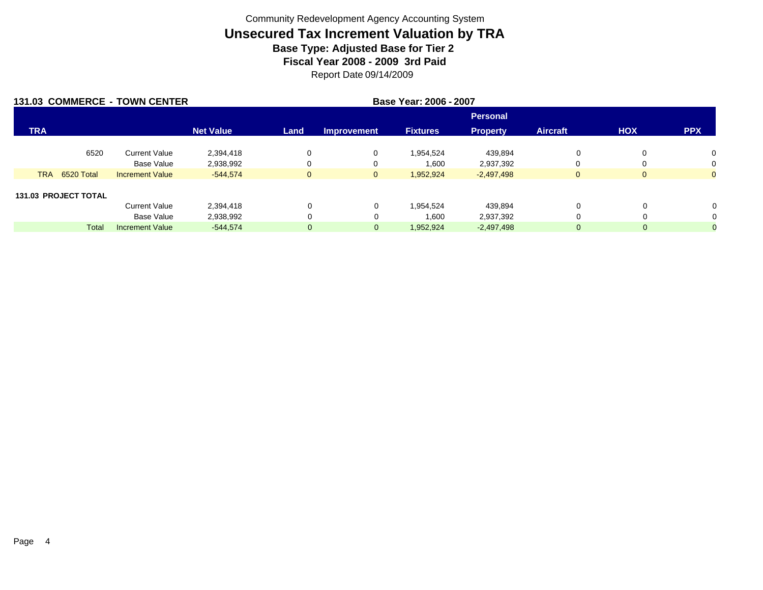Community Redevelopment Agency Accounting System

# Unsecured Tax Increment Valuation by TRA

**Base Type: Adjusted Base for Tier 2**

**Fiscal Year 2008 - 2009 3rd Paid**

Report Date 09/14/2009

**131.03 COMMERCE - TOWN CENTER** **Base Year: 2006 - 2007**

| TRA | | Net Value | Land | Improvement | Fixtures | Personal Property | Aircraft | HOX | PPX |
|---|---|---|---|---|---|---|---|---|---|
| 6520 | Current Value | 2,394,418 | 0 | 0 | 1,954,524 | 439,894 | 0 | 0 | 0 |
| | Base Value | 2,938,992 | 0 | 0 | 1,600 | 2,937,392 | 0 | 0 | 0 |
| TRA 6520 Total | Increment Value | -544,574 | 0 | 0 | 1,952,924 | -2,497,498 | 0 | 0 | 0 |
| **131.03 PROJECT TOTAL** | | | | | | | | | |
| | Current Value | 2,394,418 | 0 | 0 | 1,954,524 | 439,894 | 0 | 0 | 0 |
| | Base Value | 2,938,992 | 0 | 0 | 1,600 | 2,937,392 | 0 | 0 | 0 |
| Total | Increment Value | -544,574 | 0 | 0 | 1,952,924 | -2,497,498 | 0 | 0 | 0 |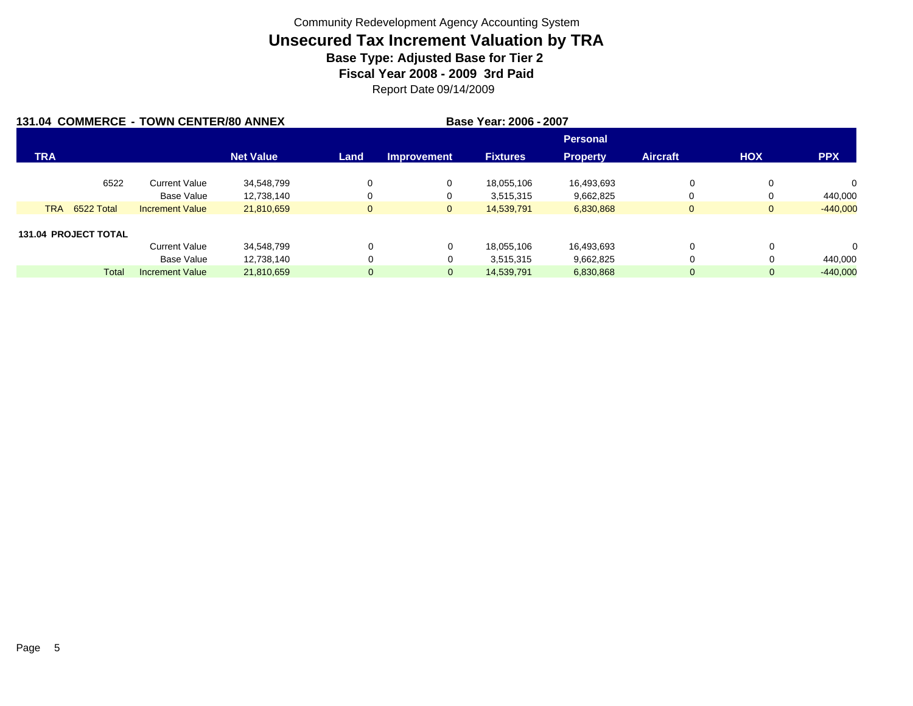Community Redevelopment Agency Accounting System

# Unsecured Tax Increment Valuation by TRA

### Base Type: Adjusted Base for Tier 2

### Fiscal Year 2008 - 2009 3rd Paid

Report Date 09/14/2009

**131.04 COMMERCE - TOWN CENTER/80 ANNEX** **Base Year: 2006 - 2007**

| TRA | | Net Value | Land | Improvement | Fixtures | Personal Property | Aircraft | HOX | PPX |
|---|---|---|---|---|---|---|---|---|---|
| 6522 | Current Value | 34,548,799 | 0 | 0 | 18,055,106 | 16,493,693 | 0 | 0 | 0 |
| | Base Value | 12,738,140 | 0 | 0 | 3,515,315 | 9,662,825 | 0 | 0 | 440,000 |
| TRA 6522 Total | Increment Value | 21,810,659 | 0 | 0 | 14,539,791 | 6,830,868 | 0 | 0 | -440,000 |
| **131.04 PROJECT TOTAL** | | | | | | | | | |
| | Current Value | 34,548,799 | 0 | 0 | 18,055,106 | 16,493,693 | 0 | 0 | 0 |
| | Base Value | 12,738,140 | 0 | 0 | 3,515,315 | 9,662,825 | 0 | 0 | 440,000 |
| Total | Increment Value | 21,810,659 | 0 | 0 | 14,539,791 | 6,830,868 | 0 | 0 | -440,000 |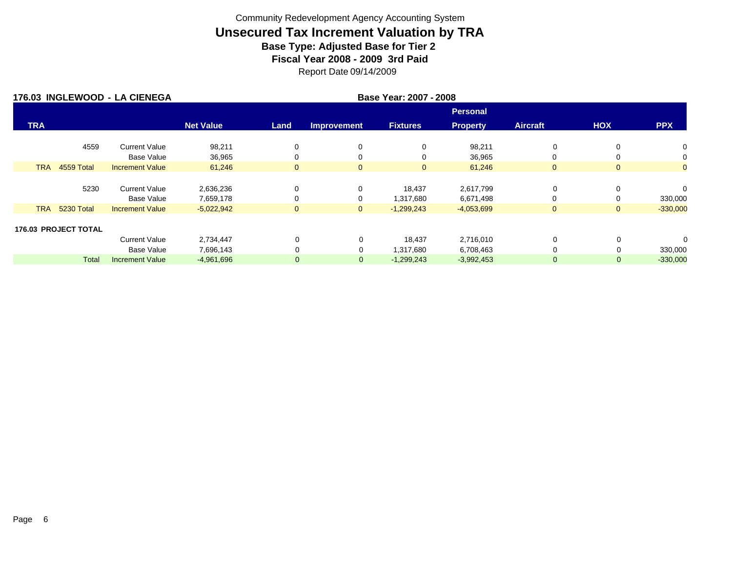Community Redevelopment Agency Accounting System

# Unsecured Tax Increment Valuation by TRA

**Base Type: Adjusted Base for Tier 2**

**Fiscal Year 2008 - 2009 3rd Paid**

Report Date 09/14/2009

**176.03 INGLEWOOD - LA CIENEGA** **Base Year: 2007 - 2008**

| TRA | | Net Value | Land | Improvement | Fixtures | Personal Property | Aircraft | HOX | PPX |
|---|---|---|---|---|---|---|---|---|---|
| 4559 | Current Value | 98,211 | 0 | 0 | 0 | 98,211 | 0 | 0 | 0 |
| | Base Value | 36,965 | 0 | 0 | 0 | 36,965 | 0 | 0 | 0 |
| TRA 4559 Total | Increment Value | 61,246 | 0 | 0 | 0 | 61,246 | 0 | 0 | 0 |
| 5230 | Current Value | 2,636,236 | 0 | 0 | 18,437 | 2,617,799 | 0 | 0 | 0 |
| | Base Value | 7,659,178 | 0 | 0 | 1,317,680 | 6,671,498 | 0 | 0 | 330,000 |
| TRA 5230 Total | Increment Value | -5,022,942 | 0 | 0 | -1,299,243 | -4,053,699 | 0 | 0 | -330,000 |
| **176.03 PROJECT TOTAL** | | | | | | | | | |
| | Current Value | 2,734,447 | 0 | 0 | 18,437 | 2,716,010 | 0 | 0 | 0 |
| | Base Value | 7,696,143 | 0 | 0 | 1,317,680 | 6,708,463 | 0 | 0 | 330,000 |
| Total | Increment Value | -4,961,696 | 0 | 0 | -1,299,243 | -3,992,453 | 0 | 0 | -330,000 |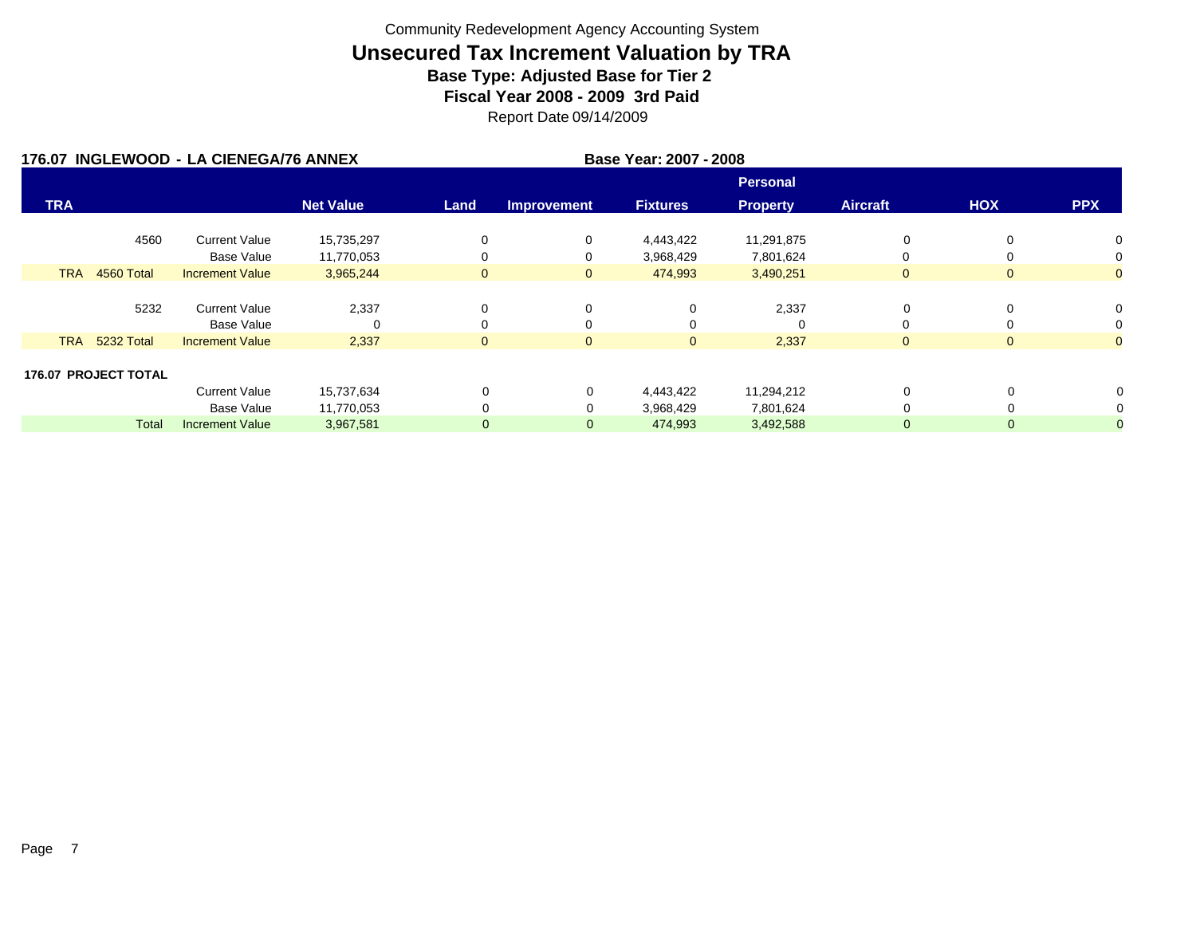Community Redevelopment Agency Accounting System

# Unsecured Tax Increment Valuation by TRA

**Base Type: Adjusted Base for Tier 2**

**Fiscal Year 2008 - 2009 3rd Paid**

Report Date 09/14/2009

**176.07 INGLEWOOD - LA CIENEGA/76 ANNEX** **Base Year: 2007 - 2008**

| TRA | | Net Value | Land | Improvement | Fixtures | Personal Property | Aircraft | HOX | PPX |
|---|---|---|---|---|---|---|---|---|---|
| 4560 | Current Value | 15,735,297 | 0 | 0 | 4,443,422 | 11,291,875 | 0 | 0 | 0 |
| | Base Value | 11,770,053 | 0 | 0 | 3,968,429 | 7,801,624 | 0 | 0 | 0 |
| TRA 4560 Total | Increment Value | 3,965,244 | 0 | 0 | 474,993 | 3,490,251 | 0 | 0 | 0 |
| 5232 | Current Value | 2,337 | 0 | 0 | 0 | 2,337 | 0 | 0 | 0 |
| | Base Value | 0 | 0 | 0 | 0 | 0 | 0 | 0 | 0 |
| TRA 5232 Total | Increment Value | 2,337 | 0 | 0 | 0 | 2,337 | 0 | 0 | 0 |
| **176.07 PROJECT TOTAL** | | | | | | | | | |
| | Current Value | 15,737,634 | 0 | 0 | 4,443,422 | 11,294,212 | 0 | 0 | 0 |
| | Base Value | 11,770,053 | 0 | 0 | 3,968,429 | 7,801,624 | 0 | 0 | 0 |
| Total | Increment Value | 3,967,581 | 0 | 0 | 474,993 | 3,492,588 | 0 | 0 | 0 |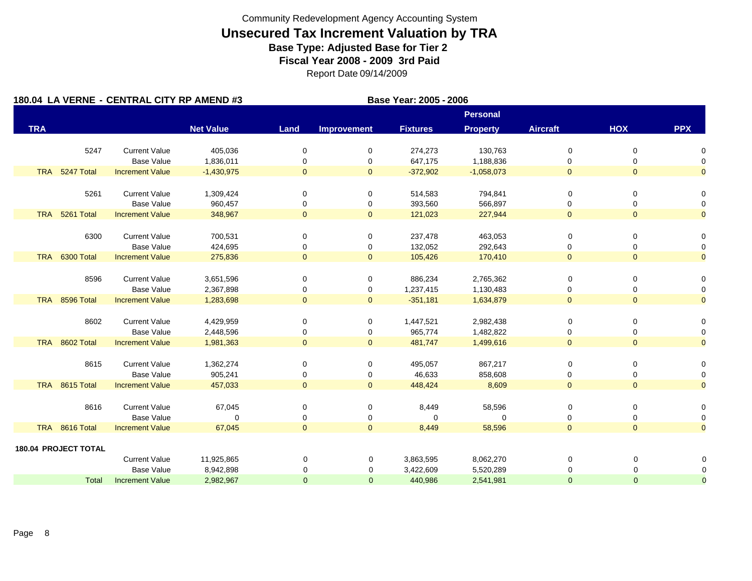Community Redevelopment Agency Accounting System

# Unsecured Tax Increment Valuation by TRA

**Base Type: Adjusted Base for Tier 2**

**Fiscal Year 2008 - 2009 3rd Paid**

Report Date 09/14/2009

**180.04 LA VERNE - CENTRAL CITY RP AMEND #3** **Base Year: 2005 - 2006**

| TRA | | Net Value | Land | Improvement | Fixtures | Personal Property | Aircraft | HOX | PPX |
|---|---|---|---|---|---|---|---|---|---|
| 5247 | Current Value | 405,036 | 0 | 0 | 274,273 | 130,763 | 0 | 0 | 0 |
| | Base Value | 1,836,011 | 0 | 0 | 647,175 | 1,188,836 | 0 | 0 | 0 |
| TRA 5247 Total | Increment Value | -1,430,975 | 0 | 0 | -372,902 | -1,058,073 | 0 | 0 | 0 |
| 5261 | Current Value | 1,309,424 | 0 | 0 | 514,583 | 794,841 | 0 | 0 | 0 |
| | Base Value | 960,457 | 0 | 0 | 393,560 | 566,897 | 0 | 0 | 0 |
| TRA 5261 Total | Increment Value | 348,967 | 0 | 0 | 121,023 | 227,944 | 0 | 0 | 0 |
| 6300 | Current Value | 700,531 | 0 | 0 | 237,478 | 463,053 | 0 | 0 | 0 |
| | Base Value | 424,695 | 0 | 0 | 132,052 | 292,643 | 0 | 0 | 0 |
| TRA 6300 Total | Increment Value | 275,836 | 0 | 0 | 105,426 | 170,410 | 0 | 0 | 0 |
| 8596 | Current Value | 3,651,596 | 0 | 0 | 886,234 | 2,765,362 | 0 | 0 | 0 |
| | Base Value | 2,367,898 | 0 | 0 | 1,237,415 | 1,130,483 | 0 | 0 | 0 |
| TRA 8596 Total | Increment Value | 1,283,698 | 0 | 0 | -351,181 | 1,634,879 | 0 | 0 | 0 |
| 8602 | Current Value | 4,429,959 | 0 | 0 | 1,447,521 | 2,982,438 | 0 | 0 | 0 |
| | Base Value | 2,448,596 | 0 | 0 | 965,774 | 1,482,822 | 0 | 0 | 0 |
| TRA 8602 Total | Increment Value | 1,981,363 | 0 | 0 | 481,747 | 1,499,616 | 0 | 0 | 0 |
| 8615 | Current Value | 1,362,274 | 0 | 0 | 495,057 | 867,217 | 0 | 0 | 0 |
| | Base Value | 905,241 | 0 | 0 | 46,633 | 858,608 | 0 | 0 | 0 |
| TRA 8615 Total | Increment Value | 457,033 | 0 | 0 | 448,424 | 8,609 | 0 | 0 | 0 |
| 8616 | Current Value | 67,045 | 0 | 0 | 8,449 | 58,596 | 0 | 0 | 0 |
| | Base Value | 0 | 0 | 0 | 0 | 0 | 0 | 0 | 0 |
| TRA 8616 Total | Increment Value | 67,045 | 0 | 0 | 8,449 | 58,596 | 0 | 0 | 0 |
| **180.04 PROJECT TOTAL** | | | | | | | | | |
| | Current Value | 11,925,865 | 0 | 0 | 3,863,595 | 8,062,270 | 0 | 0 | 0 |
| | Base Value | 8,942,898 | 0 | 0 | 3,422,609 | 5,520,289 | 0 | 0 | 0 |
| Total | Increment Value | 2,982,967 | 0 | 0 | 440,986 | 2,541,981 | 0 | 0 | 0 |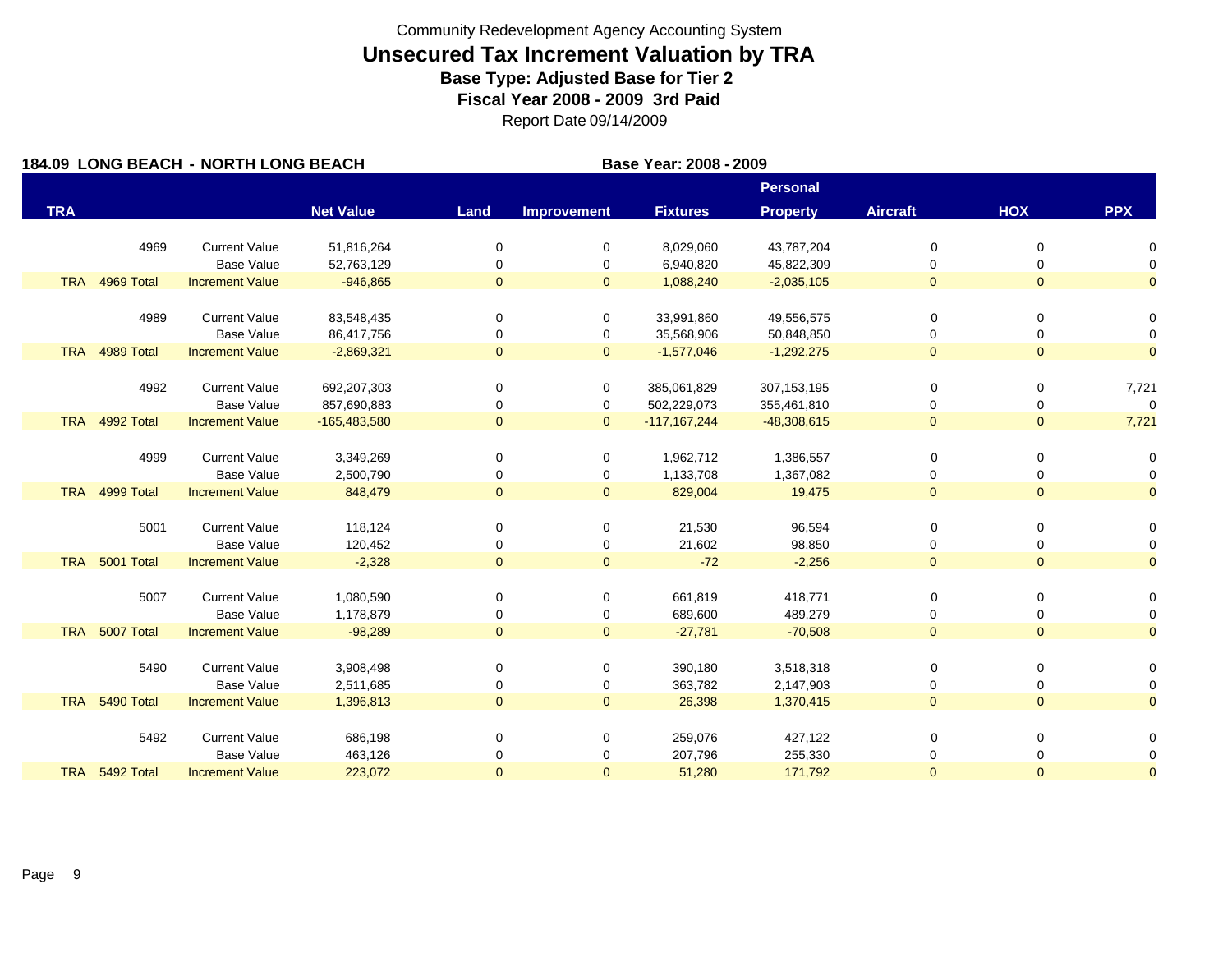Community Redevelopment Agency Accounting System

# Unsecured Tax Increment Valuation by TRA

**Base Type: Adjusted Base for Tier 2**

**Fiscal Year 2008 - 2009 3rd Paid**

Report Date 09/14/2009

**184.09 LONG BEACH - NORTH LONG BEACH** **Base Year: 2008 - 2009**

| TRA | | | Net Value | Land | Improvement | Fixtures | Personal Property | Aircraft | HOX | PPX |
|---|---|---|---|---|---|---|---|---|---|---|
| | 4969 | Current Value | 51,816,264 | 0 | 0 | 8,029,060 | 43,787,204 | 0 | 0 | 0 |
| | | Base Value | 52,763,129 | 0 | 0 | 6,940,820 | 45,822,309 | 0 | 0 | 0 |
| TRA | 4969 Total | Increment Value | -946,865 | 0 | 0 | 1,088,240 | -2,035,105 | 0 | 0 | 0 |
| | 4989 | Current Value | 83,548,435 | 0 | 0 | 33,991,860 | 49,556,575 | 0 | 0 | 0 |
| | | Base Value | 86,417,756 | 0 | 0 | 35,568,906 | 50,848,850 | 0 | 0 | 0 |
| TRA | 4989 Total | Increment Value | -2,869,321 | 0 | 0 | -1,577,046 | -1,292,275 | 0 | 0 | 0 |
| | 4992 | Current Value | 692,207,303 | 0 | 0 | 385,061,829 | 307,153,195 | 0 | 0 | 7,721 |
| | | Base Value | 857,690,883 | 0 | 0 | 502,229,073 | 355,461,810 | 0 | 0 | 0 |
| TRA | 4992 Total | Increment Value | -165,483,580 | 0 | 0 | -117,167,244 | -48,308,615 | 0 | 0 | 7,721 |
| | 4999 | Current Value | 3,349,269 | 0 | 0 | 1,962,712 | 1,386,557 | 0 | 0 | 0 |
| | | Base Value | 2,500,790 | 0 | 0 | 1,133,708 | 1,367,082 | 0 | 0 | 0 |
| TRA | 4999 Total | Increment Value | 848,479 | 0 | 0 | 829,004 | 19,475 | 0 | 0 | 0 |
| | 5001 | Current Value | 118,124 | 0 | 0 | 21,530 | 96,594 | 0 | 0 | 0 |
| | | Base Value | 120,452 | 0 | 0 | 21,602 | 98,850 | 0 | 0 | 0 |
| TRA | 5001 Total | Increment Value | -2,328 | 0 | 0 | -72 | -2,256 | 0 | 0 | 0 |
| | 5007 | Current Value | 1,080,590 | 0 | 0 | 661,819 | 418,771 | 0 | 0 | 0 |
| | | Base Value | 1,178,879 | 0 | 0 | 689,600 | 489,279 | 0 | 0 | 0 |
| TRA | 5007 Total | Increment Value | -98,289 | 0 | 0 | -27,781 | -70,508 | 0 | 0 | 0 |
| | 5490 | Current Value | 3,908,498 | 0 | 0 | 390,180 | 3,518,318 | 0 | 0 | 0 |
| | | Base Value | 2,511,685 | 0 | 0 | 363,782 | 2,147,903 | 0 | 0 | 0 |
| TRA | 5490 Total | Increment Value | 1,396,813 | 0 | 0 | 26,398 | 1,370,415 | 0 | 0 | 0 |
| | 5492 | Current Value | 686,198 | 0 | 0 | 259,076 | 427,122 | 0 | 0 | 0 |
| | | Base Value | 463,126 | 0 | 0 | 207,796 | 255,330 | 0 | 0 | 0 |
| TRA | 5492 Total | Increment Value | 223,072 | 0 | 0 | 51,280 | 171,792 | 0 | 0 | 0 |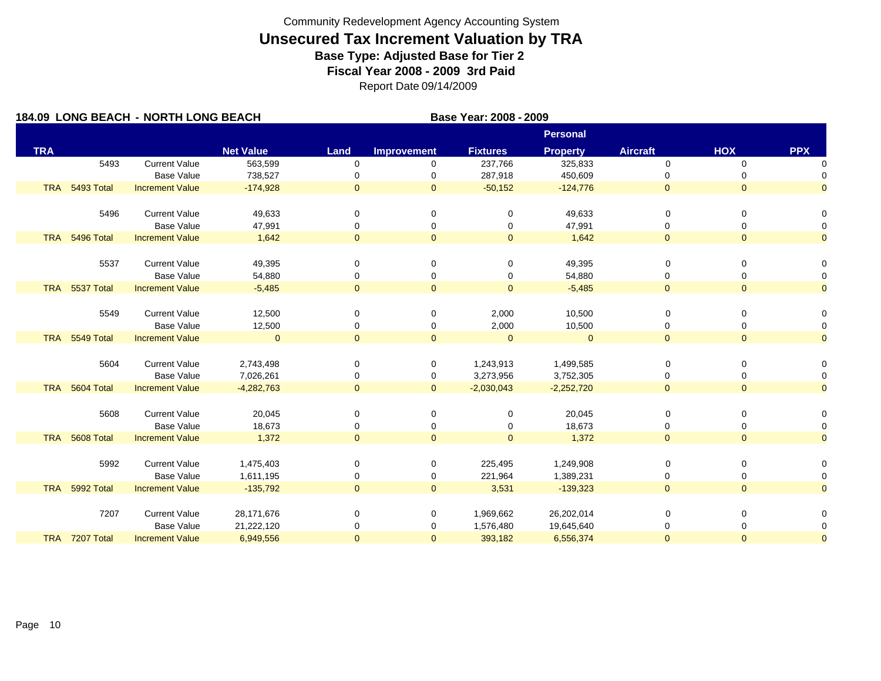Community Redevelopment Agency Accounting System

# Unsecured Tax Increment Valuation by TRA

**Base Type: Adjusted Base for Tier 2**

**Fiscal Year 2008 - 2009 3rd Paid**

Report Date 09/14/2009

**184.09 LONG BEACH - NORTH LONG BEACH** **Base Year: 2008 - 2009**

| TRA | | | Net Value | Land | Improvement | Fixtures | Personal Property | Aircraft | HOX | PPX |
|---|---|---|---|---|---|---|---|---|---|---|
| | 5493 | Current Value | 563,599 | 0 | 0 | 237,766 | 325,833 | 0 | 0 | 0 |
| | | Base Value | 738,527 | 0 | 0 | 287,918 | 450,609 | 0 | 0 | 0 |
| TRA | 5493 Total | Increment Value | -174,928 | 0 | 0 | -50,152 | -124,776 | 0 | 0 | 0 |
| | 5496 | Current Value | 49,633 | 0 | 0 | 0 | 49,633 | 0 | 0 | 0 |
| | | Base Value | 47,991 | 0 | 0 | 0 | 47,991 | 0 | 0 | 0 |
| TRA | 5496 Total | Increment Value | 1,642 | 0 | 0 | 0 | 1,642 | 0 | 0 | 0 |
| | 5537 | Current Value | 49,395 | 0 | 0 | 0 | 49,395 | 0 | 0 | 0 |
| | | Base Value | 54,880 | 0 | 0 | 0 | 54,880 | 0 | 0 | 0 |
| TRA | 5537 Total | Increment Value | -5,485 | 0 | 0 | 0 | -5,485 | 0 | 0 | 0 |
| | 5549 | Current Value | 12,500 | 0 | 0 | 2,000 | 10,500 | 0 | 0 | 0 |
| | | Base Value | 12,500 | 0 | 0 | 2,000 | 10,500 | 0 | 0 | 0 |
| TRA | 5549 Total | Increment Value | 0 | 0 | 0 | 0 | 0 | 0 | 0 | 0 |
| | 5604 | Current Value | 2,743,498 | 0 | 0 | 1,243,913 | 1,499,585 | 0 | 0 | 0 |
| | | Base Value | 7,026,261 | 0 | 0 | 3,273,956 | 3,752,305 | 0 | 0 | 0 |
| TRA | 5604 Total | Increment Value | -4,282,763 | 0 | 0 | -2,030,043 | -2,252,720 | 0 | 0 | 0 |
| | 5608 | Current Value | 20,045 | 0 | 0 | 0 | 20,045 | 0 | 0 | 0 |
| | | Base Value | 18,673 | 0 | 0 | 0 | 18,673 | 0 | 0 | 0 |
| TRA | 5608 Total | Increment Value | 1,372 | 0 | 0 | 0 | 1,372 | 0 | 0 | 0 |
| | 5992 | Current Value | 1,475,403 | 0 | 0 | 225,495 | 1,249,908 | 0 | 0 | 0 |
| | | Base Value | 1,611,195 | 0 | 0 | 221,964 | 1,389,231 | 0 | 0 | 0 |
| TRA | 5992 Total | Increment Value | -135,792 | 0 | 0 | 3,531 | -139,323 | 0 | 0 | 0 |
| | 7207 | Current Value | 28,171,676 | 0 | 0 | 1,969,662 | 26,202,014 | 0 | 0 | 0 |
| | | Base Value | 21,222,120 | 0 | 0 | 1,576,480 | 19,645,640 | 0 | 0 | 0 |
| TRA | 7207 Total | Increment Value | 6,949,556 | 0 | 0 | 393,182 | 6,556,374 | 0 | 0 | 0 |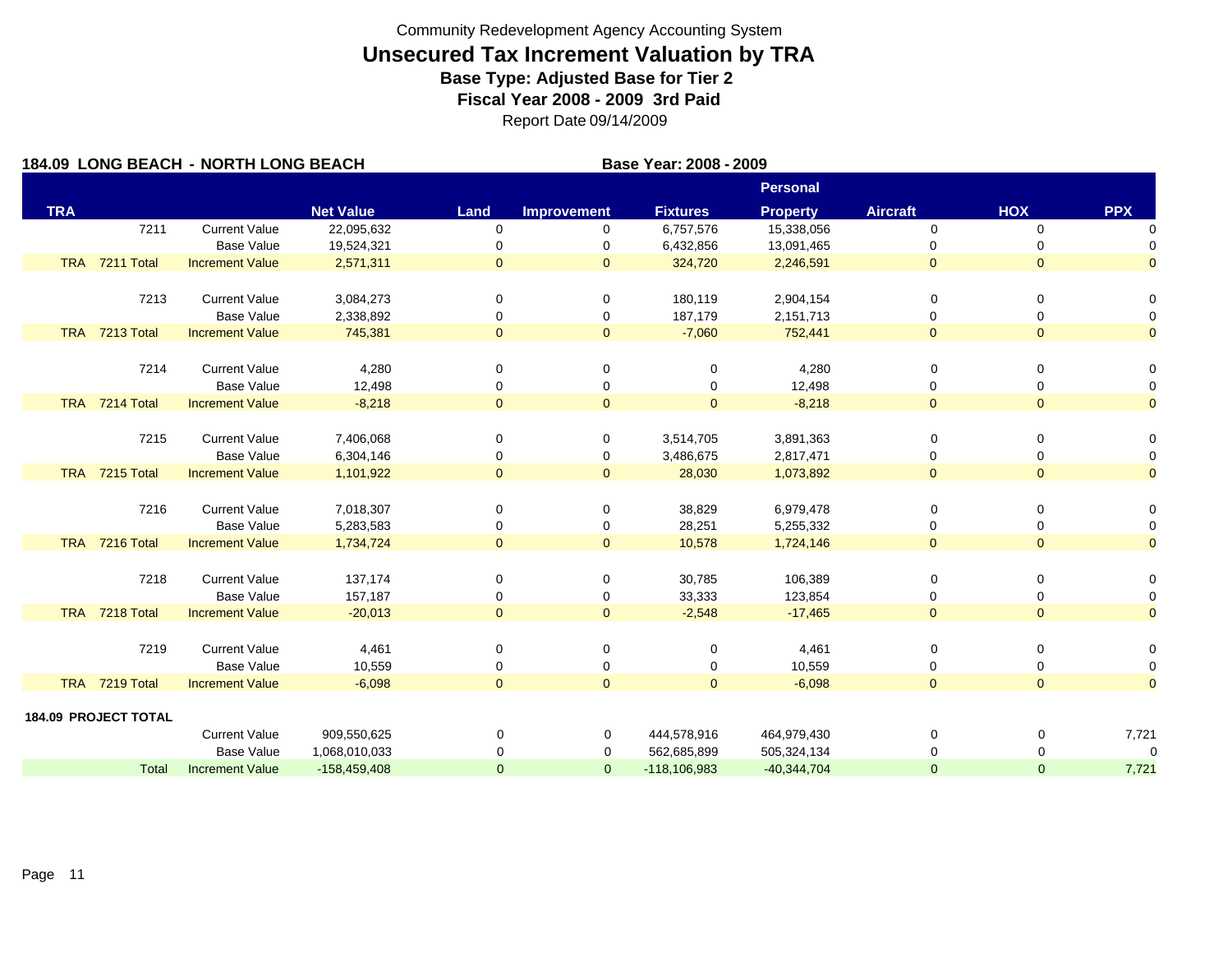Community Redevelopment Agency Accounting System

# Unsecured Tax Increment Valuation by TRA

**Base Type: Adjusted Base for Tier 2**

**Fiscal Year 2008 - 2009 3rd Paid**

Report Date 09/14/2009

**184.09 LONG BEACH - NORTH LONG BEACH** **Base Year: 2008 - 2009**

| TRA | | | Net Value | Land | Improvement | Fixtures | Personal Property | Aircraft | HOX | PPX |
|---|---|---|---|---|---|---|---|---|---|---|
| | 7211 | Current Value | 22,095,632 | 0 | 0 | 6,757,576 | 15,338,056 | 0 | 0 | 0 |
| | | Base Value | 19,524,321 | 0 | 0 | 6,432,856 | 13,091,465 | 0 | 0 | 0 |
| TRA | 7211 Total | Increment Value | 2,571,311 | 0 | 0 | 324,720 | 2,246,591 | 0 | 0 | 0 |
| | 7213 | Current Value | 3,084,273 | 0 | 0 | 180,119 | 2,904,154 | 0 | 0 | 0 |
| | | Base Value | 2,338,892 | 0 | 0 | 187,179 | 2,151,713 | 0 | 0 | 0 |
| TRA | 7213 Total | Increment Value | 745,381 | 0 | 0 | -7,060 | 752,441 | 0 | 0 | 0 |
| | 7214 | Current Value | 4,280 | 0 | 0 | 0 | 4,280 | 0 | 0 | 0 |
| | | Base Value | 12,498 | 0 | 0 | 0 | 12,498 | 0 | 0 | 0 |
| TRA | 7214 Total | Increment Value | -8,218 | 0 | 0 | 0 | -8,218 | 0 | 0 | 0 |
| | 7215 | Current Value | 7,406,068 | 0 | 0 | 3,514,705 | 3,891,363 | 0 | 0 | 0 |
| | | Base Value | 6,304,146 | 0 | 0 | 3,486,675 | 2,817,471 | 0 | 0 | 0 |
| TRA | 7215 Total | Increment Value | 1,101,922 | 0 | 0 | 28,030 | 1,073,892 | 0 | 0 | 0 |
| | 7216 | Current Value | 7,018,307 | 0 | 0 | 38,829 | 6,979,478 | 0 | 0 | 0 |
| | | Base Value | 5,283,583 | 0 | 0 | 28,251 | 5,255,332 | 0 | 0 | 0 |
| TRA | 7216 Total | Increment Value | 1,734,724 | 0 | 0 | 10,578 | 1,724,146 | 0 | 0 | 0 |
| | 7218 | Current Value | 137,174 | 0 | 0 | 30,785 | 106,389 | 0 | 0 | 0 |
| | | Base Value | 157,187 | 0 | 0 | 33,333 | 123,854 | 0 | 0 | 0 |
| TRA | 7218 Total | Increment Value | -20,013 | 0 | 0 | -2,548 | -17,465 | 0 | 0 | 0 |
| | 7219 | Current Value | 4,461 | 0 | 0 | 0 | 4,461 | 0 | 0 | 0 |
| | | Base Value | 10,559 | 0 | 0 | 0 | 10,559 | 0 | 0 | 0 |
| TRA | 7219 Total | Increment Value | -6,098 | 0 | 0 | 0 | -6,098 | 0 | 0 | 0 |
| **184.09 PROJECT TOTAL** | | | | | | | | | | |
| | | Current Value | 909,550,625 | 0 | 0 | 444,578,916 | 464,979,430 | 0 | 0 | 7,721 |
| | | Base Value | 1,068,010,033 | 0 | 0 | 562,685,899 | 505,324,134 | 0 | 0 | 0 |
| | Total | Increment Value | -158,459,408 | 0 | 0 | -118,106,983 | -40,344,704 | 0 | 0 | 7,721 |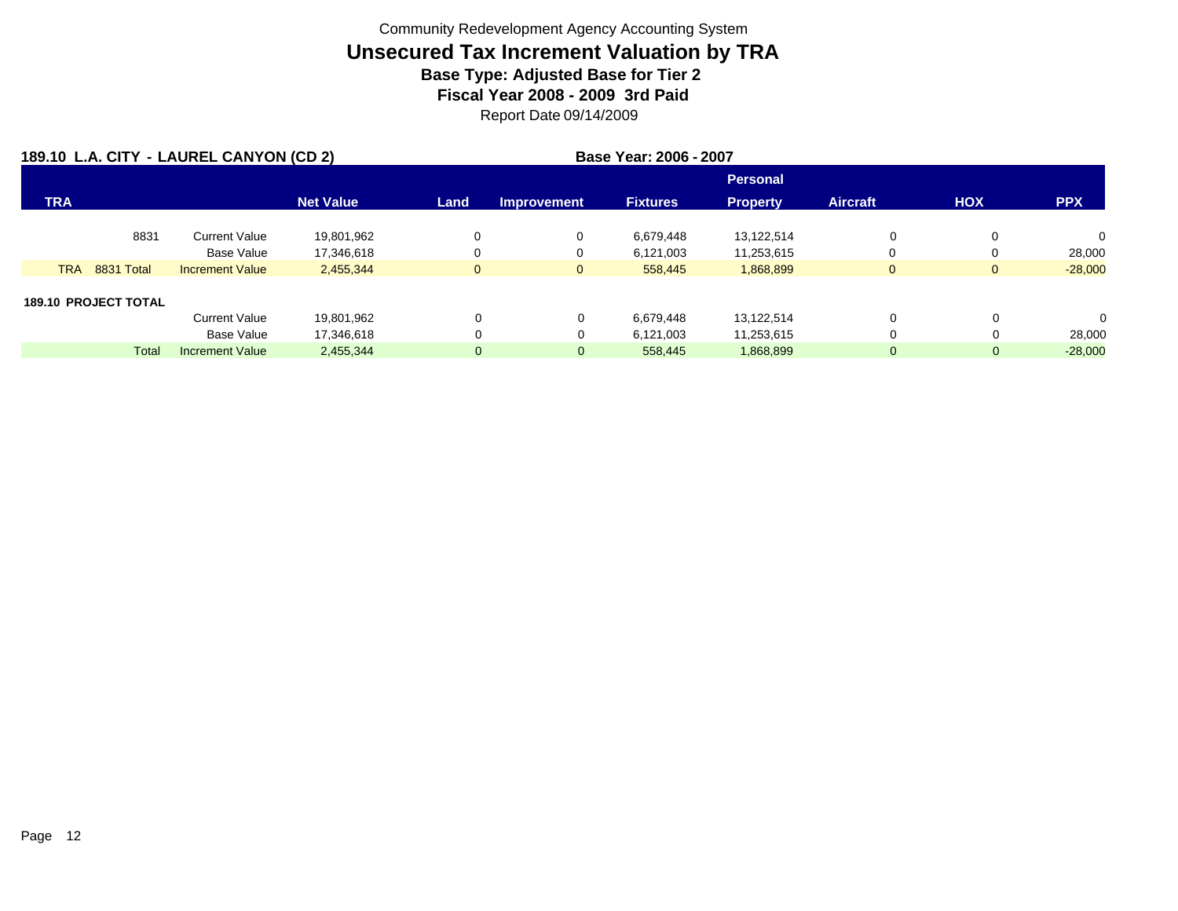Community Redevelopment Agency Accounting System

# Unsecured Tax Increment Valuation by TRA

**Base Type: Adjusted Base for Tier 2**

**Fiscal Year 2008 - 2009 3rd Paid**

Report Date 09/14/2009

**189.10 L.A. CITY - LAUREL CANYON (CD 2)** — **Base Year: 2006 - 2007**

| TRA | | Net Value | Land | Improvement | Fixtures | Personal Property | Aircraft | HOX | PPX |
|---|---|---|---|---|---|---|---|---|---|
| 8831 | Current Value | 19,801,962 | 0 | 0 | 6,679,448 | 13,122,514 | 0 | 0 | 0 |
| | Base Value | 17,346,618 | 0 | 0 | 6,121,003 | 11,253,615 | 0 | 0 | 28,000 |
| TRA 8831 Total | Increment Value | 2,455,344 | 0 | 0 | 558,445 | 1,868,899 | 0 | 0 | -28,000 |
| **189.10 PROJECT TOTAL** | | | | | | | | | |
| | Current Value | 19,801,962 | 0 | 0 | 6,679,448 | 13,122,514 | 0 | 0 | 0 |
| | Base Value | 17,346,618 | 0 | 0 | 6,121,003 | 11,253,615 | 0 | 0 | 28,000 |
| Total | Increment Value | 2,455,344 | 0 | 0 | 558,445 | 1,868,899 | 0 | 0 | -28,000 |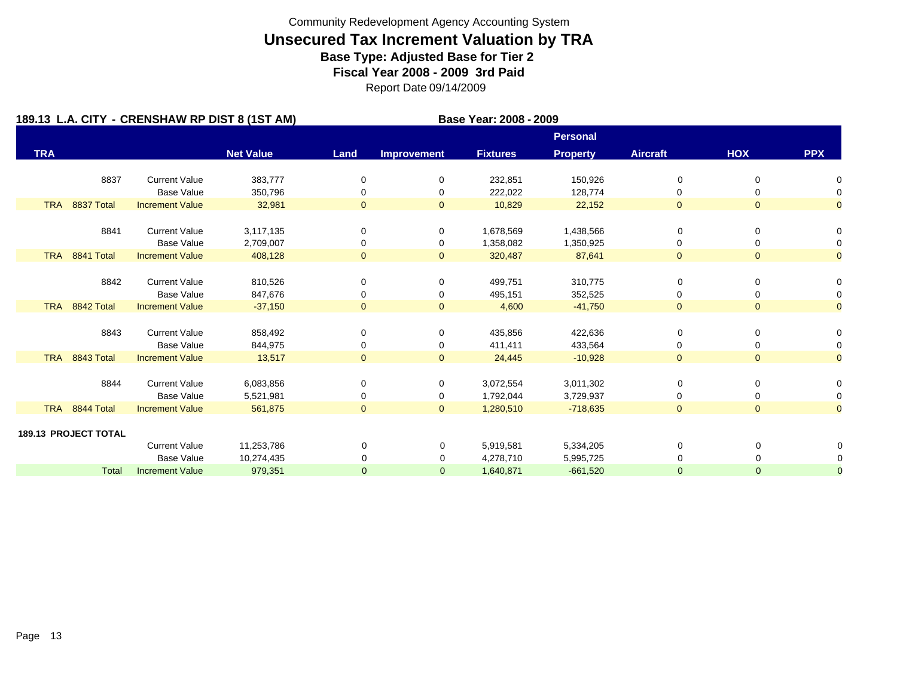Community Redevelopment Agency Accounting System

# Unsecured Tax Increment Valuation by TRA

**Base Type: Adjusted Base for Tier 2**

**Fiscal Year 2008 - 2009 3rd Paid**

Report Date 09/14/2009

**189.13 L.A. CITY - CRENSHAW RP DIST 8 (1ST AM)** **Base Year: 2008 - 2009**

| TRA | | Net Value | Land | Improvement | Fixtures | Personal Property | Aircraft | HOX | PPX |
|---|---|---|---|---|---|---|---|---|---|
| 8837 | Current Value | 383,777 | 0 | 0 | 232,851 | 150,926 | 0 | 0 | 0 |
| | Base Value | 350,796 | 0 | 0 | 222,022 | 128,774 | 0 | 0 | 0 |
| TRA 8837 Total | Increment Value | 32,981 | 0 | 0 | 10,829 | 22,152 | 0 | 0 | 0 |
| 8841 | Current Value | 3,117,135 | 0 | 0 | 1,678,569 | 1,438,566 | 0 | 0 | 0 |
| | Base Value | 2,709,007 | 0 | 0 | 1,358,082 | 1,350,925 | 0 | 0 | 0 |
| TRA 8841 Total | Increment Value | 408,128 | 0 | 0 | 320,487 | 87,641 | 0 | 0 | 0 |
| 8842 | Current Value | 810,526 | 0 | 0 | 499,751 | 310,775 | 0 | 0 | 0 |
| | Base Value | 847,676 | 0 | 0 | 495,151 | 352,525 | 0 | 0 | 0 |
| TRA 8842 Total | Increment Value | -37,150 | 0 | 0 | 4,600 | -41,750 | 0 | 0 | 0 |
| 8843 | Current Value | 858,492 | 0 | 0 | 435,856 | 422,636 | 0 | 0 | 0 |
| | Base Value | 844,975 | 0 | 0 | 411,411 | 433,564 | 0 | 0 | 0 |
| TRA 8843 Total | Increment Value | 13,517 | 0 | 0 | 24,445 | -10,928 | 0 | 0 | 0 |
| 8844 | Current Value | 6,083,856 | 0 | 0 | 3,072,554 | 3,011,302 | 0 | 0 | 0 |
| | Base Value | 5,521,981 | 0 | 0 | 1,792,044 | 3,729,937 | 0 | 0 | 0 |
| TRA 8844 Total | Increment Value | 561,875 | 0 | 0 | 1,280,510 | -718,635 | 0 | 0 | 0 |
| **189.13 PROJECT TOTAL** | | | | | | | | | |
| | Current Value | 11,253,786 | 0 | 0 | 5,919,581 | 5,334,205 | 0 | 0 | 0 |
| | Base Value | 10,274,435 | 0 | 0 | 4,278,710 | 5,995,725 | 0 | 0 | 0 |
| Total | Increment Value | 979,351 | 0 | 0 | 1,640,871 | -661,520 | 0 | 0 | 0 |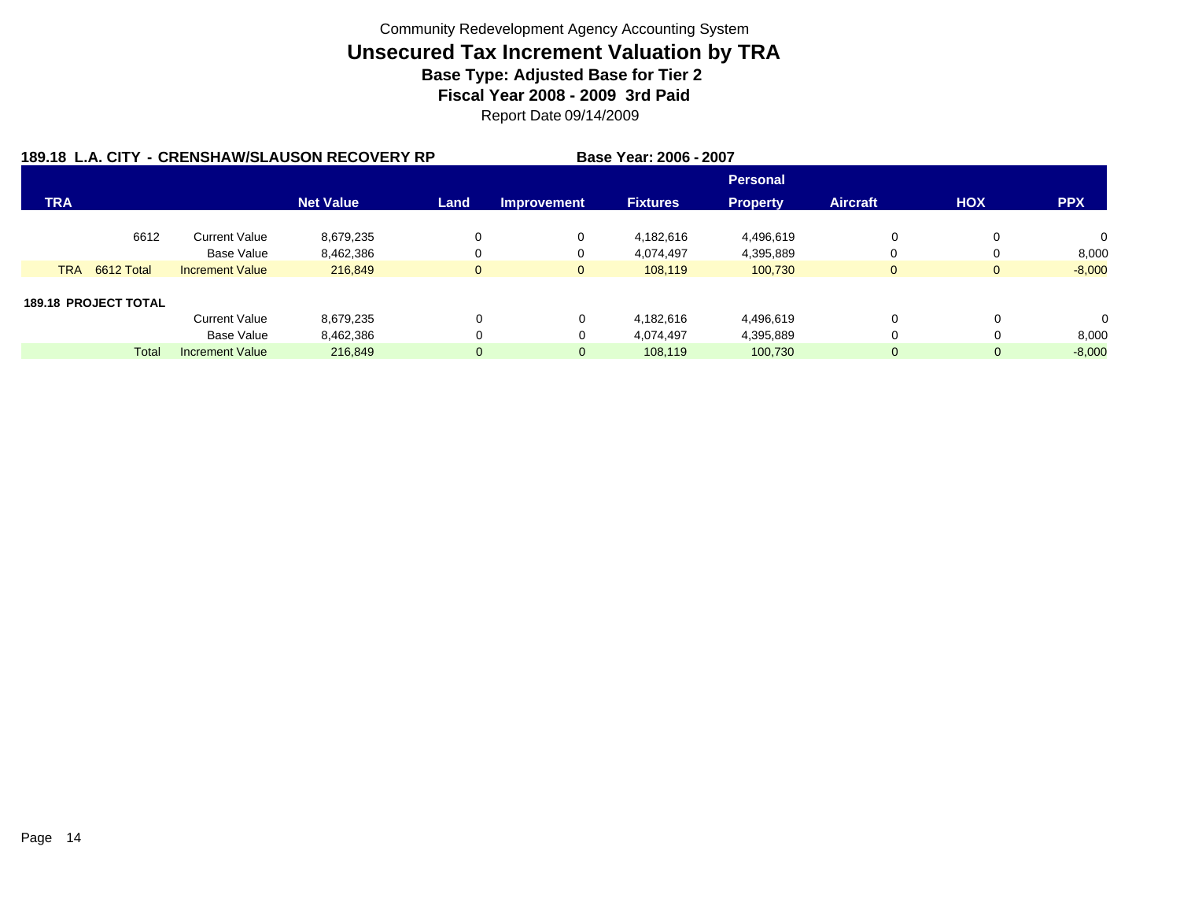Community Redevelopment Agency Accounting System

# Unsecured Tax Increment Valuation by TRA

**Base Type: Adjusted Base for Tier 2**

**Fiscal Year 2008 - 2009 3rd Paid**

Report Date 09/14/2009

**189.18 L.A. CITY - CRENSHAW/SLAUSON RECOVERY RP** **Base Year: 2006 - 2007**

| TRA | | Net Value | Land | Improvement | Fixtures | Personal Property | Aircraft | HOX | PPX |
|---|---|---|---|---|---|---|---|---|---|
| 6612 | Current Value | 8,679,235 | 0 | 0 | 4,182,616 | 4,496,619 | 0 | 0 | 0 |
| | Base Value | 8,462,386 | 0 | 0 | 4,074,497 | 4,395,889 | 0 | 0 | 8,000 |
| TRA 6612 Total | Increment Value | 216,849 | 0 | 0 | 108,119 | 100,730 | 0 | 0 | -8,000 |
| **189.18 PROJECT TOTAL** | | | | | | | | | |
| | Current Value | 8,679,235 | 0 | 0 | 4,182,616 | 4,496,619 | 0 | 0 | 0 |
| | Base Value | 8,462,386 | 0 | 0 | 4,074,497 | 4,395,889 | 0 | 0 | 8,000 |
| Total | Increment Value | 216,849 | 0 | 0 | 108,119 | 100,730 | 0 | 0 | -8,000 |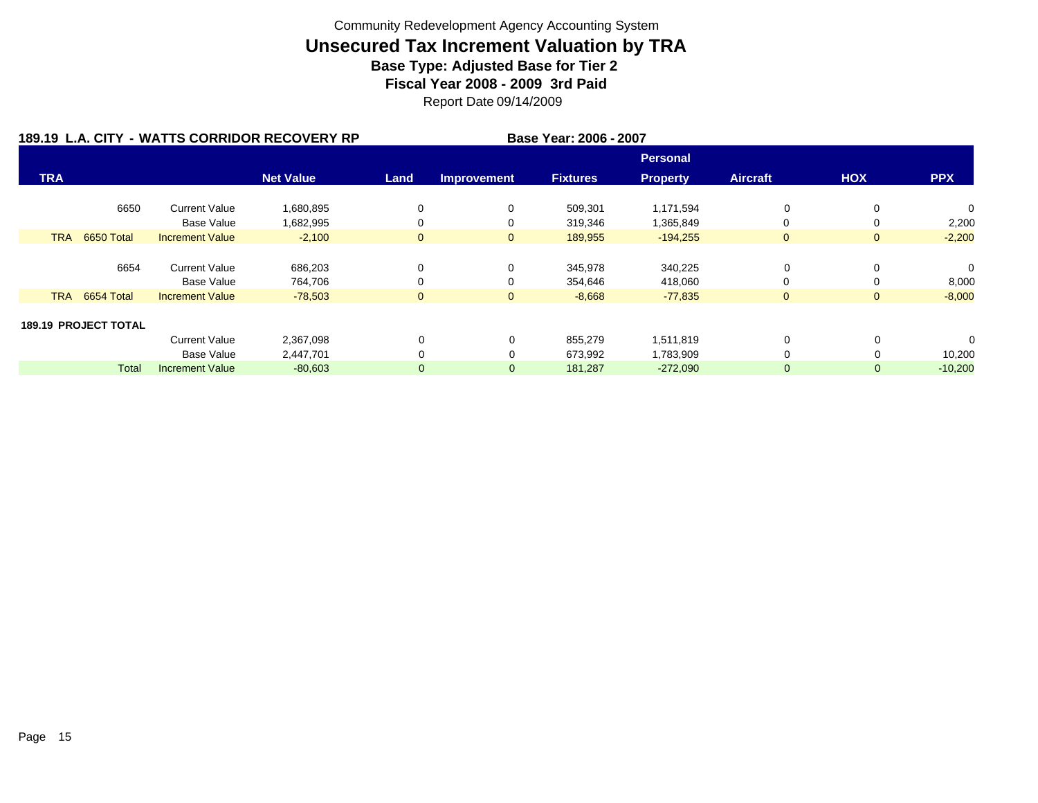Community Redevelopment Agency Accounting System

# Unsecured Tax Increment Valuation by TRA

**Base Type: Adjusted Base for Tier 2**

**Fiscal Year 2008 - 2009 3rd Paid**

Report Date 09/14/2009

**189.19 L.A. CITY - WATTS CORRIDOR RECOVERY RP** **Base Year: 2006 - 2007**

| TRA | | Net Value | Land | Improvement | Fixtures | Personal Property | Aircraft | HOX | PPX |
|---|---|---|---|---|---|---|---|---|---|
| 6650 | Current Value | 1,680,895 | 0 | 0 | 509,301 | 1,171,594 | 0 | 0 | 0 |
| | Base Value | 1,682,995 | 0 | 0 | 319,346 | 1,365,849 | 0 | 0 | 2,200 |
| TRA 6650 Total | Increment Value | -2,100 | 0 | 0 | 189,955 | -194,255 | 0 | 0 | -2,200 |
| 6654 | Current Value | 686,203 | 0 | 0 | 345,978 | 340,225 | 0 | 0 | 0 |
| | Base Value | 764,706 | 0 | 0 | 354,646 | 418,060 | 0 | 0 | 8,000 |
| TRA 6654 Total | Increment Value | -78,503 | 0 | 0 | -8,668 | -77,835 | 0 | 0 | -8,000 |
| **189.19 PROJECT TOTAL** | | | | | | | | | |
| | Current Value | 2,367,098 | 0 | 0 | 855,279 | 1,511,819 | 0 | 0 | 0 |
| | Base Value | 2,447,701 | 0 | 0 | 673,992 | 1,783,909 | 0 | 0 | 10,200 |
| Total | Increment Value | -80,603 | 0 | 0 | 181,287 | -272,090 | 0 | 0 | -10,200 |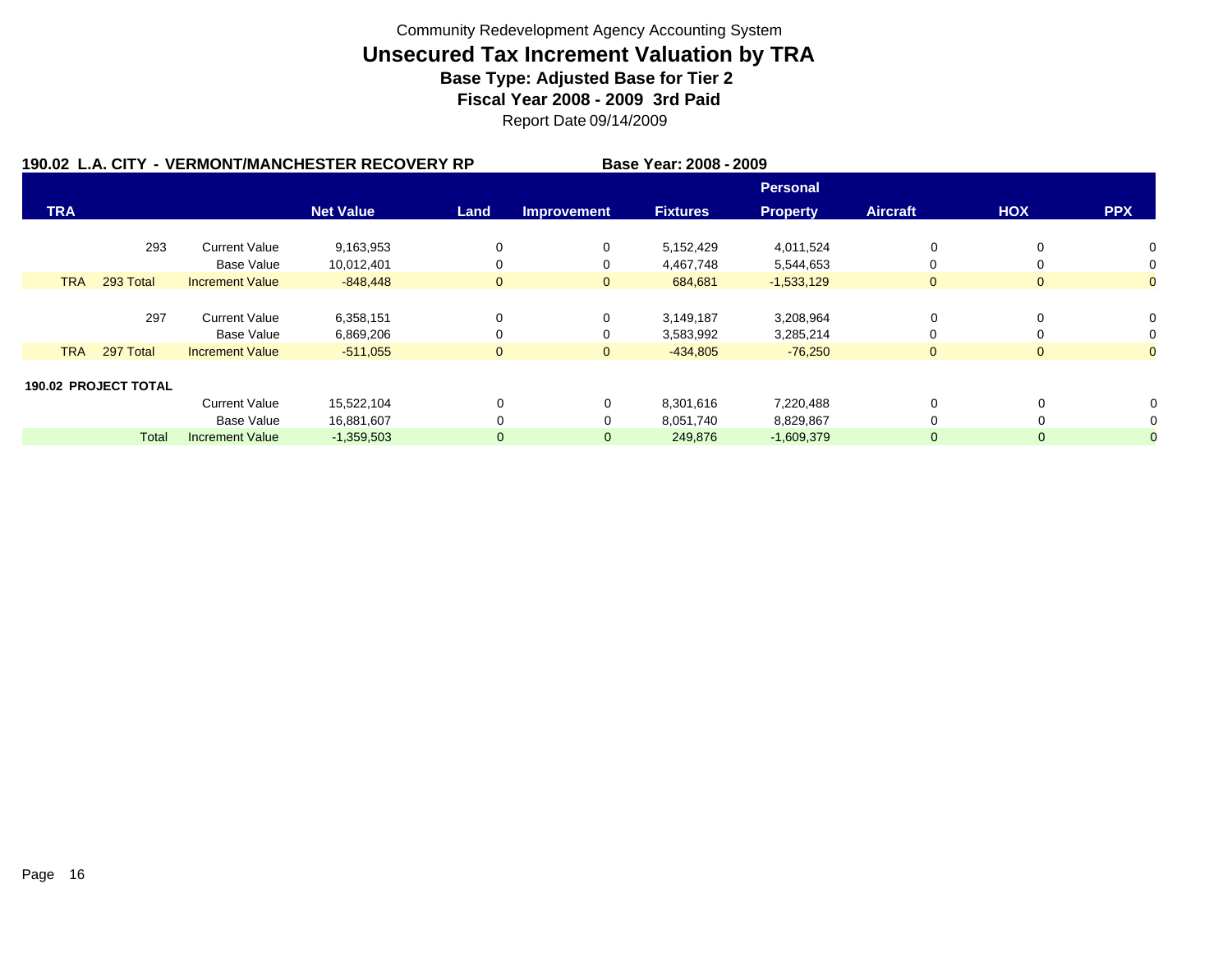Community Redevelopment Agency Accounting System

# Unsecured Tax Increment Valuation by TRA

**Base Type: Adjusted Base for Tier 2**

**Fiscal Year 2008 - 2009 3rd Paid**

Report Date 09/14/2009

**190.02 L.A. CITY - VERMONT/MANCHESTER RECOVERY RP** **Base Year: 2008 - 2009**

| TRA | | | Net Value | Land | Improvement | Fixtures | Personal Property | Aircraft | HOX | PPX |
|---|---|---|---|---|---|---|---|---|---|---|
| | 293 | Current Value | 9,163,953 | 0 | 0 | 5,152,429 | 4,011,524 | 0 | 0 | 0 |
| | | Base Value | 10,012,401 | 0 | 0 | 4,467,748 | 5,544,653 | 0 | 0 | 0 |
| TRA | 293 Total | Increment Value | -848,448 | 0 | 0 | 684,681 | -1,533,129 | 0 | 0 | 0 |
| | 297 | Current Value | 6,358,151 | 0 | 0 | 3,149,187 | 3,208,964 | 0 | 0 | 0 |
| | | Base Value | 6,869,206 | 0 | 0 | 3,583,992 | 3,285,214 | 0 | 0 | 0 |
| TRA | 297 Total | Increment Value | -511,055 | 0 | 0 | -434,805 | -76,250 | 0 | 0 | 0 |
| **190.02 PROJECT TOTAL** | | | | | | | | | | |
| | | Current Value | 15,522,104 | 0 | 0 | 8,301,616 | 7,220,488 | 0 | 0 | 0 |
| | | Base Value | 16,881,607 | 0 | 0 | 8,051,740 | 8,829,867 | 0 | 0 | 0 |
| | Total | Increment Value | -1,359,503 | 0 | 0 | 249,876 | -1,609,379 | 0 | 0 | 0 |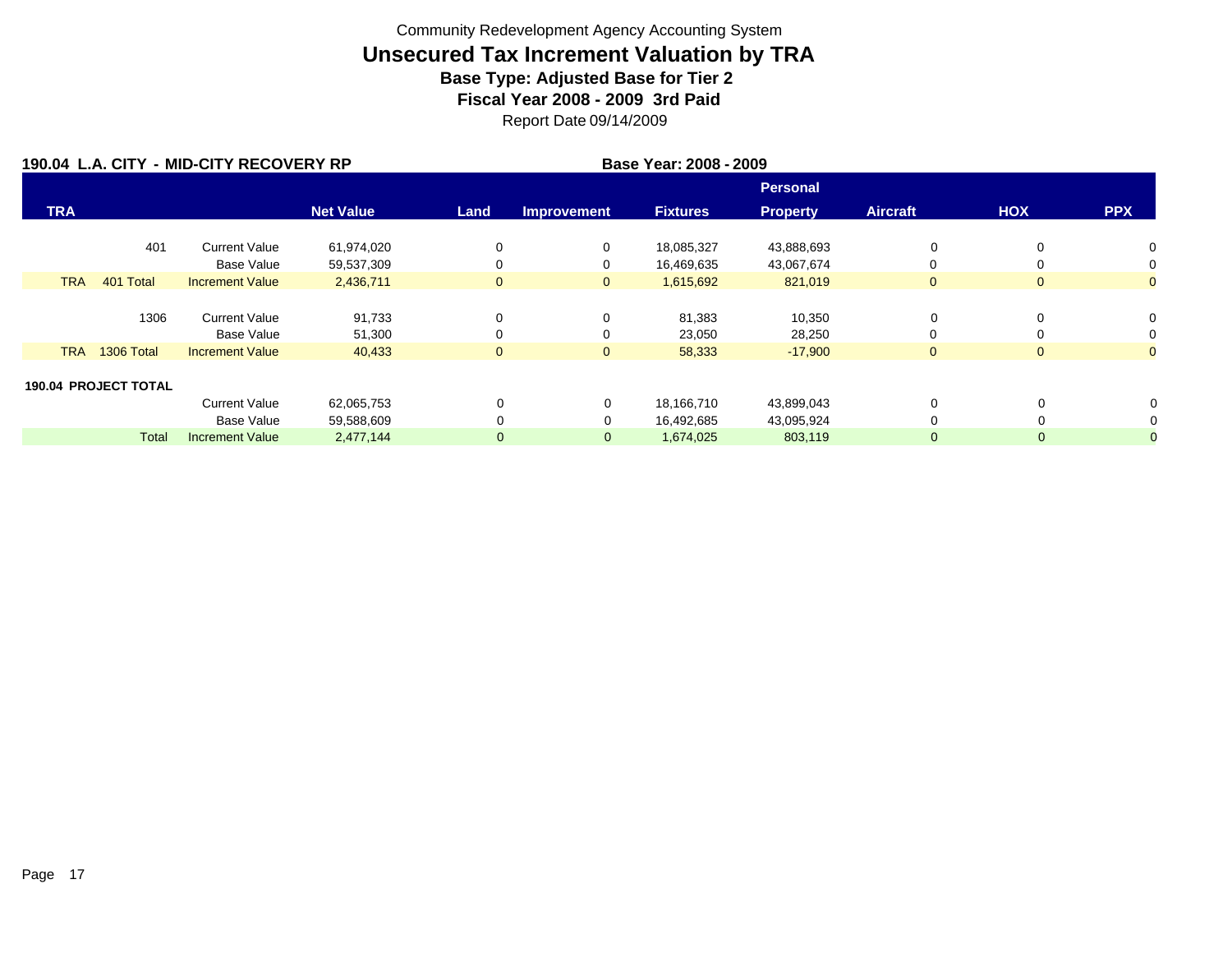Community Redevelopment Agency Accounting System

# Unsecured Tax Increment Valuation by TRA

**Base Type: Adjusted Base for Tier 2**

**Fiscal Year 2008 - 2009 3rd Paid**

Report Date 09/14/2009

**190.04 L.A. CITY - MID-CITY RECOVERY RP** **Base Year: 2008 - 2009**

| TRA | | | Net Value | Land | Improvement | Fixtures | Personal Property | Aircraft | HOX | PPX |
|---|---|---|---|---|---|---|---|---|---|---|
| | 401 | Current Value | 61,974,020 | 0 | 0 | 18,085,327 | 43,888,693 | 0 | 0 | 0 |
| | | Base Value | 59,537,309 | 0 | 0 | 16,469,635 | 43,067,674 | 0 | 0 | 0 |
| TRA | 401 Total | Increment Value | 2,436,711 | 0 | 0 | 1,615,692 | 821,019 | 0 | 0 | 0 |
| | 1306 | Current Value | 91,733 | 0 | 0 | 81,383 | 10,350 | 0 | 0 | 0 |
| | | Base Value | 51,300 | 0 | 0 | 23,050 | 28,250 | 0 | 0 | 0 |
| TRA | 1306 Total | Increment Value | 40,433 | 0 | 0 | 58,333 | -17,900 | 0 | 0 | 0 |
| **190.04 PROJECT TOTAL** | | | | | | | | | | |
| | | Current Value | 62,065,753 | 0 | 0 | 18,166,710 | 43,899,043 | 0 | 0 | 0 |
| | | Base Value | 59,588,609 | 0 | 0 | 16,492,685 | 43,095,924 | 0 | 0 | 0 |
| | Total | Increment Value | 2,477,144 | 0 | 0 | 1,674,025 | 803,119 | 0 | 0 | 0 |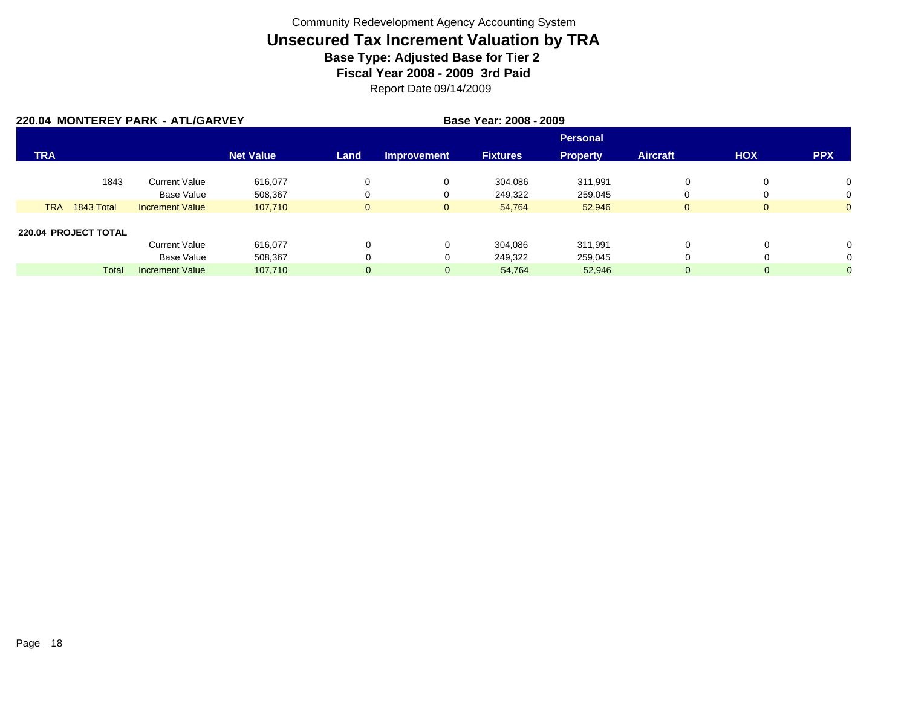Community Redevelopment Agency Accounting System

# Unsecured Tax Increment Valuation by TRA

**Base Type: Adjusted Base for Tier 2**

**Fiscal Year 2008 - 2009 3rd Paid**

Report Date 09/14/2009

**220.04 MONTEREY PARK - ATL/GARVEY** **Base Year: 2008 - 2009**

| TRA | | Net Value | Land | Improvement | Fixtures | Personal Property | Aircraft | HOX | PPX |
|---|---|---|---|---|---|---|---|---|---|
| 1843 | Current Value | 616,077 | 0 | 0 | 304,086 | 311,991 | 0 | 0 | 0 |
| | Base Value | 508,367 | 0 | 0 | 249,322 | 259,045 | 0 | 0 | 0 |
| TRA 1843 Total | Increment Value | 107,710 | 0 | 0 | 54,764 | 52,946 | 0 | 0 | 0 |
| **220.04 PROJECT TOTAL** | | | | | | | | | |
| | Current Value | 616,077 | 0 | 0 | 304,086 | 311,991 | 0 | 0 | 0 |
| | Base Value | 508,367 | 0 | 0 | 249,322 | 259,045 | 0 | 0 | 0 |
| Total | Increment Value | 107,710 | 0 | 0 | 54,764 | 52,946 | 0 | 0 | 0 |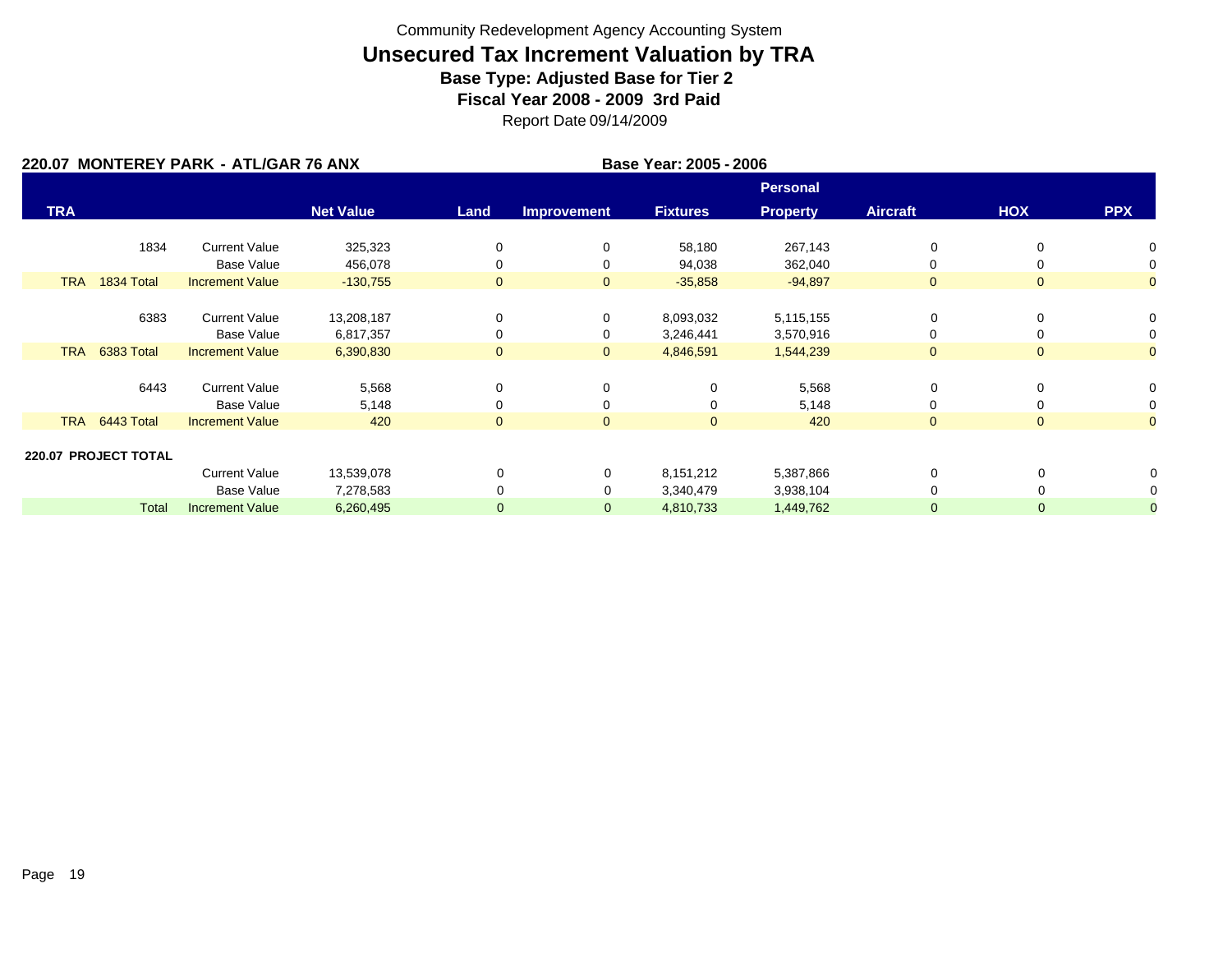Community Redevelopment Agency Accounting System

# Unsecured Tax Increment Valuation by TRA

**Base Type: Adjusted Base for Tier 2**

**Fiscal Year 2008 - 2009 3rd Paid**

Report Date 09/14/2009

**220.07 MONTEREY PARK - ATL/GAR 76 ANX** **Base Year: 2005 - 2006**

| TRA | | Net Value | Land | Improvement | Fixtures | Personal Property | Aircraft | HOX | PPX |
|---|---|---|---|---|---|---|---|---|---|
| 1834 | Current Value | 325,323 | 0 | 0 | 58,180 | 267,143 | 0 | 0 | 0 |
| | Base Value | 456,078 | 0 | 0 | 94,038 | 362,040 | 0 | 0 | 0 |
| TRA 1834 Total | Increment Value | -130,755 | 0 | 0 | -35,858 | -94,897 | 0 | 0 | 0 |
| 6383 | Current Value | 13,208,187 | 0 | 0 | 8,093,032 | 5,115,155 | 0 | 0 | 0 |
| | Base Value | 6,817,357 | 0 | 0 | 3,246,441 | 3,570,916 | 0 | 0 | 0 |
| TRA 6383 Total | Increment Value | 6,390,830 | 0 | 0 | 4,846,591 | 1,544,239 | 0 | 0 | 0 |
| 6443 | Current Value | 5,568 | 0 | 0 | 0 | 5,568 | 0 | 0 | 0 |
| | Base Value | 5,148 | 0 | 0 | 0 | 5,148 | 0 | 0 | 0 |
| TRA 6443 Total | Increment Value | 420 | 0 | 0 | 0 | 420 | 0 | 0 | 0 |
| **220.07 PROJECT TOTAL** | | | | | | | | | |
| | Current Value | 13,539,078 | 0 | 0 | 8,151,212 | 5,387,866 | 0 | 0 | 0 |
| | Base Value | 7,278,583 | 0 | 0 | 3,340,479 | 3,938,104 | 0 | 0 | 0 |
| Total | Increment Value | 6,260,495 | 0 | 0 | 4,810,733 | 1,449,762 | 0 | 0 | 0 |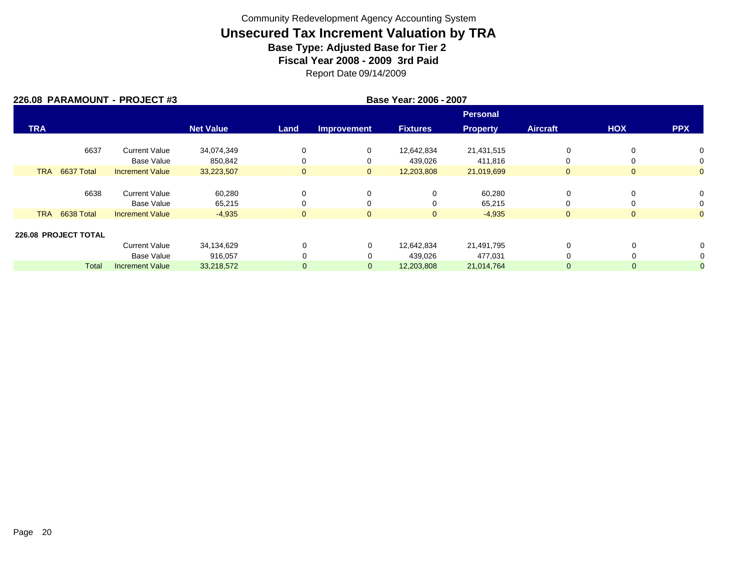Community Redevelopment Agency Accounting System

# Unsecured Tax Increment Valuation by TRA

**Base Type: Adjusted Base for Tier 2**

**Fiscal Year 2008 - 2009 3rd Paid**

Report Date 09/14/2009

**226.08 PARAMOUNT - PROJECT #3** **Base Year: 2006 - 2007**

| TRA | | Net Value | Land | Improvement | Fixtures | Personal Property | Aircraft | HOX | PPX |
|---|---|---|---|---|---|---|---|---|---|
| 6637 | Current Value | 34,074,349 | 0 | 0 | 12,642,834 | 21,431,515 | 0 | 0 | 0 |
| | Base Value | 850,842 | 0 | 0 | 439,026 | 411,816 | 0 | 0 | 0 |
| TRA 6637 Total | Increment Value | 33,223,507 | 0 | 0 | 12,203,808 | 21,019,699 | 0 | 0 | 0 |
| 6638 | Current Value | 60,280 | 0 | 0 | 0 | 60,280 | 0 | 0 | 0 |
| | Base Value | 65,215 | 0 | 0 | 0 | 65,215 | 0 | 0 | 0 |
| TRA 6638 Total | Increment Value | -4,935 | 0 | 0 | 0 | -4,935 | 0 | 0 | 0 |
| **226.08 PROJECT TOTAL** | | | | | | | | | |
| | Current Value | 34,134,629 | 0 | 0 | 12,642,834 | 21,491,795 | 0 | 0 | 0 |
| | Base Value | 916,057 | 0 | 0 | 439,026 | 477,031 | 0 | 0 | 0 |
| Total | Increment Value | 33,218,572 | 0 | 0 | 12,203,808 | 21,014,764 | 0 | 0 | 0 |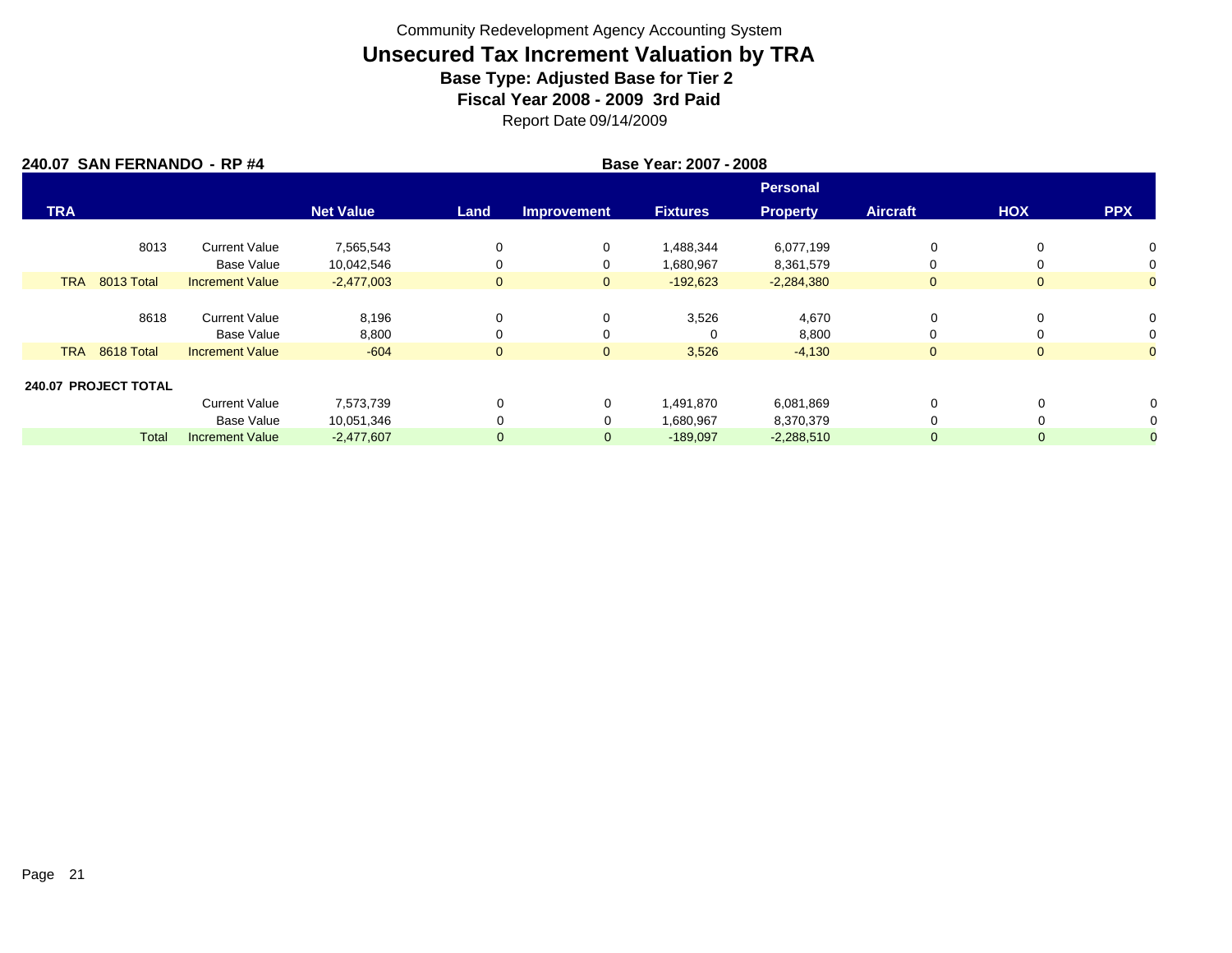Community Redevelopment Agency Accounting System

# Unsecured Tax Increment Valuation by TRA

**Base Type: Adjusted Base for Tier 2**

**Fiscal Year 2008 - 2009 3rd Paid**

Report Date 09/14/2009

**240.07 SAN FERNANDO - RP #4** **Base Year: 2007 - 2008**

| TRA | | Net Value | Land | Improvement | Fixtures | Personal Property | Aircraft | HOX | PPX |
|---|---|---|---|---|---|---|---|---|---|
| 8013 | Current Value | 7,565,543 | 0 | 0 | 1,488,344 | 6,077,199 | 0 | 0 | 0 |
| | Base Value | 10,042,546 | 0 | 0 | 1,680,967 | 8,361,579 | 0 | 0 | 0 |
| TRA 8013 Total | Increment Value | -2,477,003 | 0 | 0 | -192,623 | -2,284,380 | 0 | 0 | 0 |
| 8618 | Current Value | 8,196 | 0 | 0 | 3,526 | 4,670 | 0 | 0 | 0 |
| | Base Value | 8,800 | 0 | 0 | 0 | 8,800 | 0 | 0 | 0 |
| TRA 8618 Total | Increment Value | -604 | 0 | 0 | 3,526 | -4,130 | 0 | 0 | 0 |
| **240.07 PROJECT TOTAL** | | | | | | | | | |
| | Current Value | 7,573,739 | 0 | 0 | 1,491,870 | 6,081,869 | 0 | 0 | 0 |
| | Base Value | 10,051,346 | 0 | 0 | 1,680,967 | 8,370,379 | 0 | 0 | 0 |
| Total | Increment Value | -2,477,607 | 0 | 0 | -189,097 | -2,288,510 | 0 | 0 | 0 |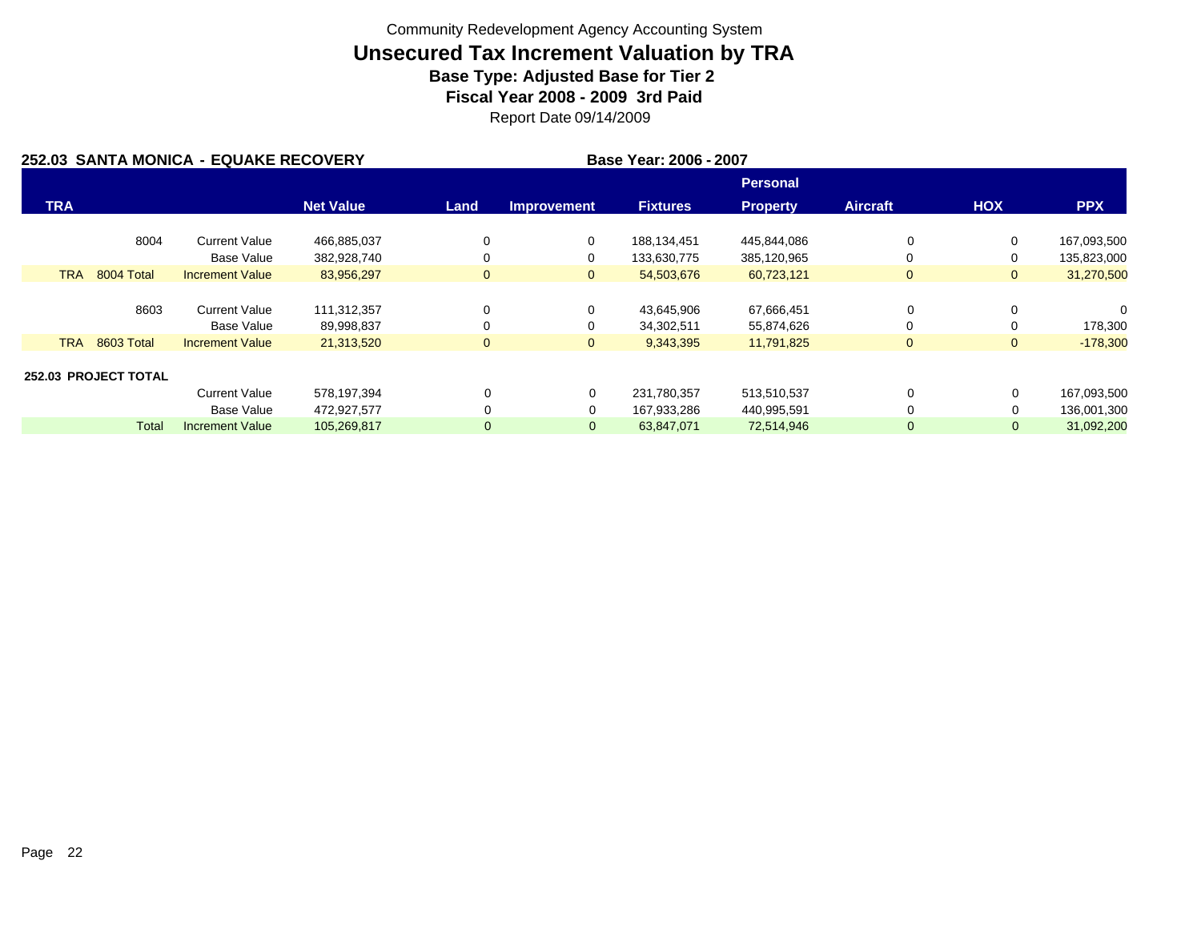Community Redevelopment Agency Accounting System

# Unsecured Tax Increment Valuation by TRA

**Base Type: Adjusted Base for Tier 2**

**Fiscal Year 2008 - 2009 3rd Paid**

Report Date 09/14/2009

**252.03 SANTA MONICA - EQUAKE RECOVERY** **Base Year: 2006 - 2007**

| TRA | | Net Value | Land | Improvement | Fixtures | Personal Property | Aircraft | HOX | PPX |
|---|---|---|---|---|---|---|---|---|---|
| 8004 | Current Value | 466,885,037 | 0 | 0 | 188,134,451 | 445,844,086 | 0 | 0 | 167,093,500 |
| | Base Value | 382,928,740 | 0 | 0 | 133,630,775 | 385,120,965 | 0 | 0 | 135,823,000 |
| TRA 8004 Total | Increment Value | 83,956,297 | 0 | 0 | 54,503,676 | 60,723,121 | 0 | 0 | 31,270,500 |
| 8603 | Current Value | 111,312,357 | 0 | 0 | 43,645,906 | 67,666,451 | 0 | 0 | 0 |
| | Base Value | 89,998,837 | 0 | 0 | 34,302,511 | 55,874,626 | 0 | 0 | 178,300 |
| TRA 8603 Total | Increment Value | 21,313,520 | 0 | 0 | 9,343,395 | 11,791,825 | 0 | 0 | -178,300 |
| **252.03 PROJECT TOTAL** | | | | | | | | | |
| | Current Value | 578,197,394 | 0 | 0 | 231,780,357 | 513,510,537 | 0 | 0 | 167,093,500 |
| | Base Value | 472,927,577 | 0 | 0 | 167,933,286 | 440,995,591 | 0 | 0 | 136,001,300 |
| Total | Increment Value | 105,269,817 | 0 | 0 | 63,847,071 | 72,514,946 | 0 | 0 | 31,092,200 |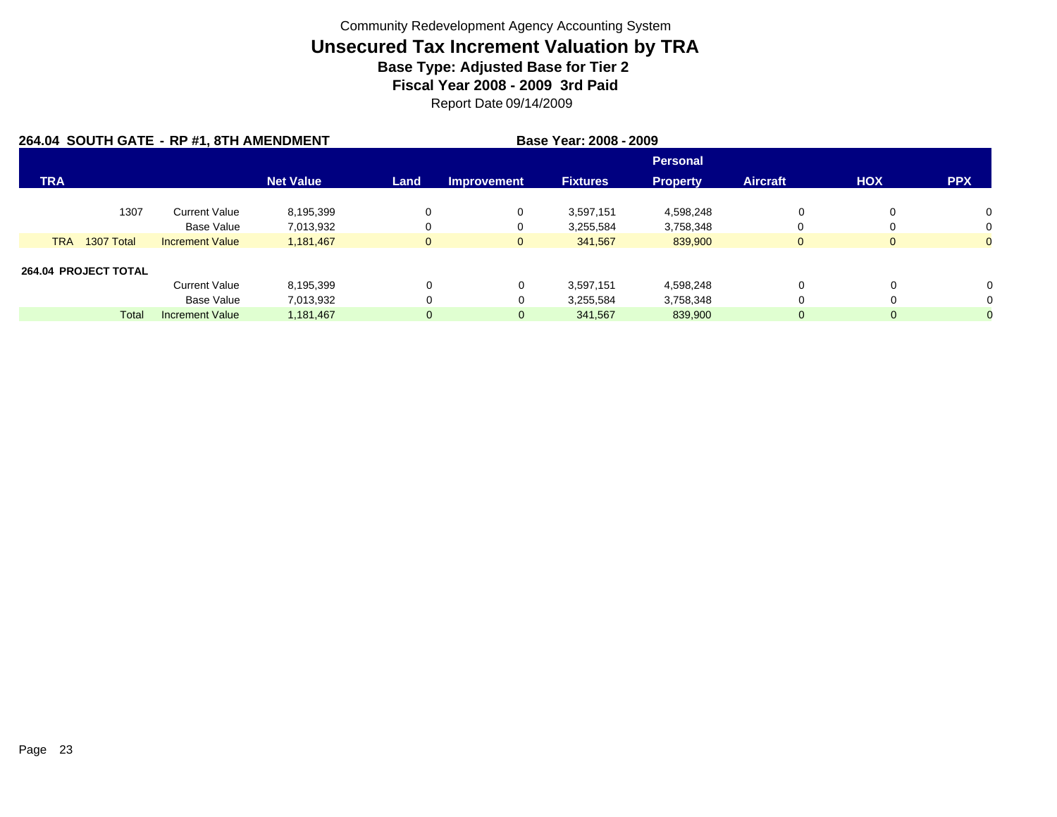Community Redevelopment Agency Accounting System

# Unsecured Tax Increment Valuation by TRA

### Base Type: Adjusted Base for Tier 2

### Fiscal Year 2008 - 2009 3rd Paid

Report Date 09/14/2009

**264.04 SOUTH GATE - RP #1, 8TH AMENDMENT** **Base Year: 2008 - 2009**

| TRA | | Net Value | Land | Improvement | Fixtures | Personal Property | Aircraft | HOX | PPX |
|---|---|---|---|---|---|---|---|---|---|
| 1307 | Current Value | 8,195,399 | 0 | 0 | 3,597,151 | 4,598,248 | 0 | 0 | 0 |
| | Base Value | 7,013,932 | 0 | 0 | 3,255,584 | 3,758,348 | 0 | 0 | 0 |
| TRA 1307 Total | Increment Value | 1,181,467 | 0 | 0 | 341,567 | 839,900 | 0 | 0 | 0 |
| **264.04 PROJECT TOTAL** | | | | | | | | | |
| | Current Value | 8,195,399 | 0 | 0 | 3,597,151 | 4,598,248 | 0 | 0 | 0 |
| | Base Value | 7,013,932 | 0 | 0 | 3,255,584 | 3,758,348 | 0 | 0 | 0 |
| Total | Increment Value | 1,181,467 | 0 | 0 | 341,567 | 839,900 | 0 | 0 | 0 |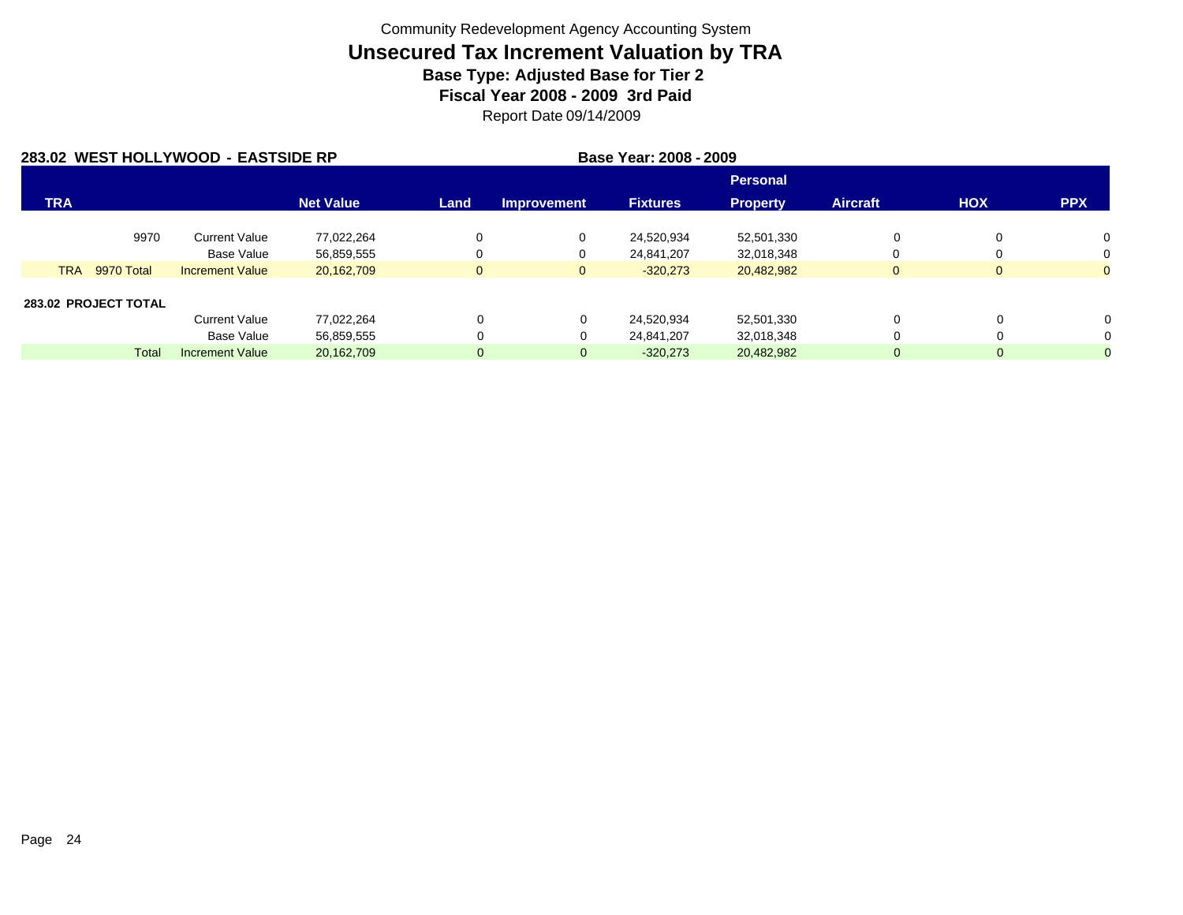Community Redevelopment Agency Accounting System

# Unsecured Tax Increment Valuation by TRA

**Base Type: Adjusted Base for Tier 2**

**Fiscal Year 2008 - 2009 3rd Paid**

Report Date 09/14/2009

**283.02 WEST HOLLYWOOD - EASTSIDE RP** **Base Year: 2008 - 2009**

| TRA | | Net Value | Land | Improvement | Fixtures | Personal Property | Aircraft | HOX | PPX |
|---|---|---|---|---|---|---|---|---|---|
| 9970 | Current Value | 77,022,264 | 0 | 0 | 24,520,934 | 52,501,330 | 0 | 0 | 0 |
| | Base Value | 56,859,555 | 0 | 0 | 24,841,207 | 32,018,348 | 0 | 0 | 0 |
| TRA 9970 Total | Increment Value | 20,162,709 | 0 | 0 | -320,273 | 20,482,982 | 0 | 0 | 0 |
| **283.02 PROJECT TOTAL** | | | | | | | | | |
| | Current Value | 77,022,264 | 0 | 0 | 24,520,934 | 52,501,330 | 0 | 0 | 0 |
| | Base Value | 56,859,555 | 0 | 0 | 24,841,207 | 32,018,348 | 0 | 0 | 0 |
| Total | Increment Value | 20,162,709 | 0 | 0 | -320,273 | 20,482,982 | 0 | 0 | 0 |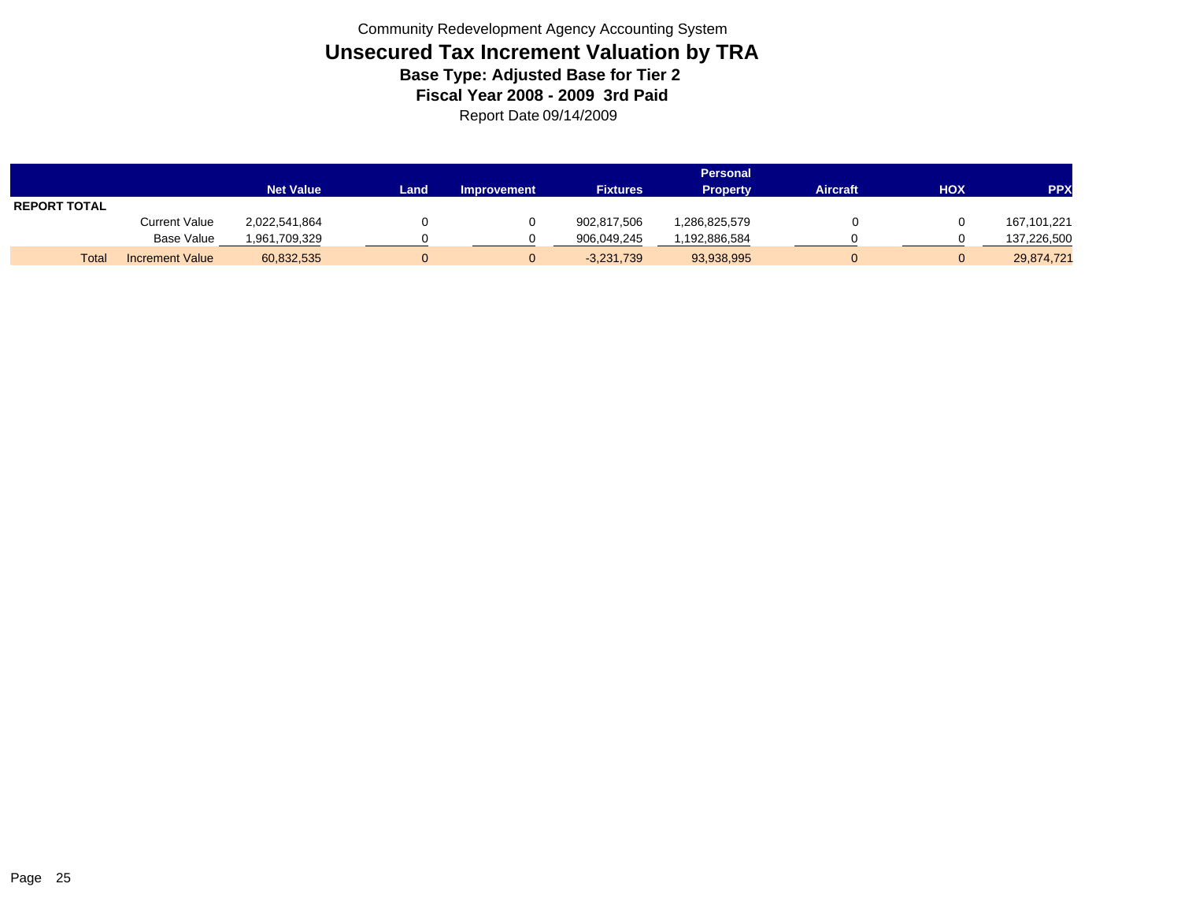Community Redevelopment Agency Accounting System

# Unsecured Tax Increment Valuation by TRA

### Base Type: Adjusted Base for Tier 2

### Fiscal Year 2008 - 2009 3rd Paid

Report Date 09/14/2009

| | | Net Value | Land | Improvement | Fixtures | Personal Property | Aircraft | HOX | PPX |
|---|---|---|---|---|---|---|---|---|---|
| **REPORT TOTAL** | | | | | | | | | |
| | Current Value | 2,022,541,864 | 0 | 0 | 902,817,506 | 1,286,825,579 | 0 | 0 | 167,101,221 |
| | Base Value | 1,961,709,329 | 0 | 0 | 906,049,245 | 1,192,886,584 | 0 | 0 | 137,226,500 |
| Total | Increment Value | 60,832,535 | 0 | 0 | -3,231,739 | 93,938,995 | 0 | 0 | 29,874,721 |